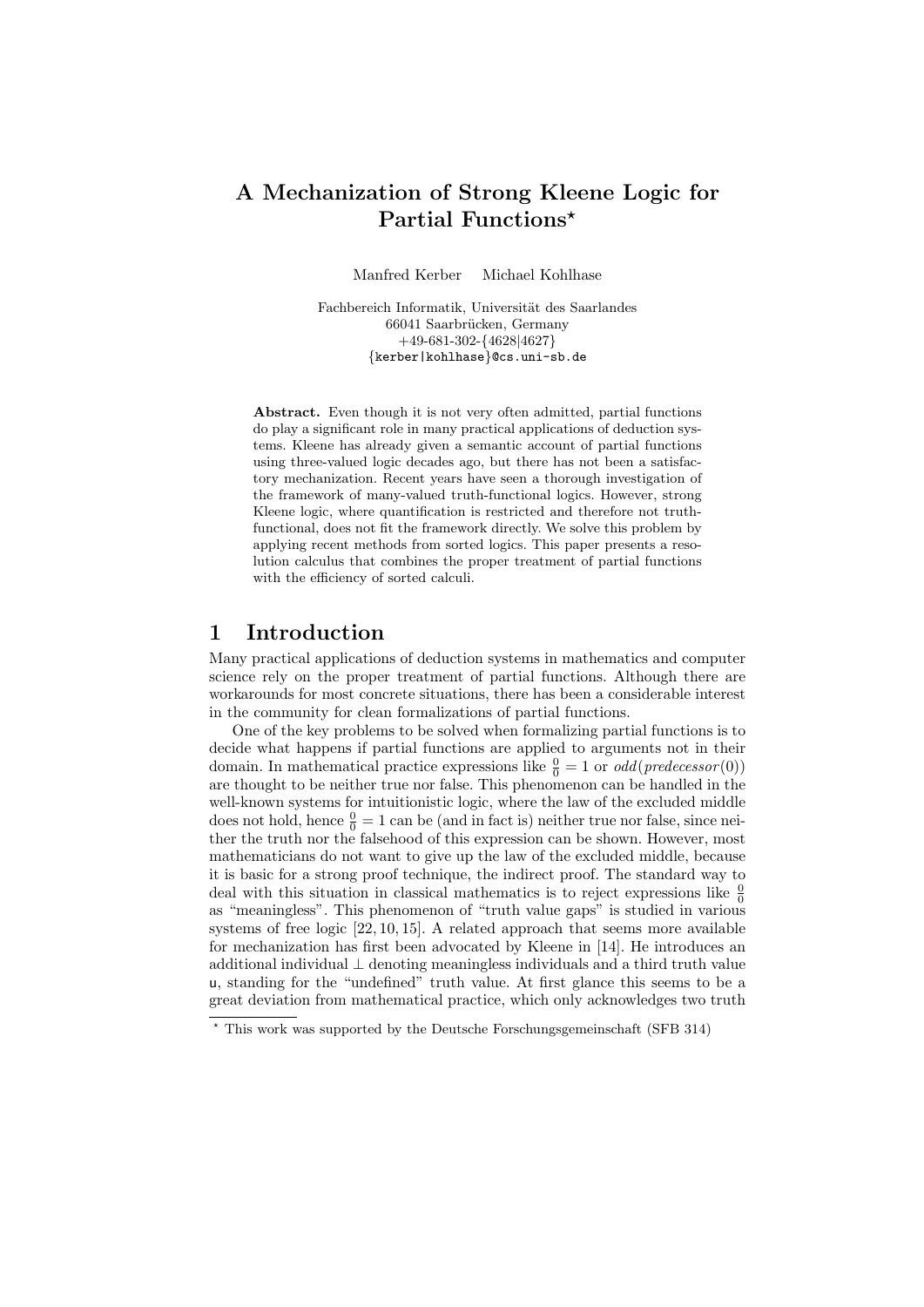# A Mechanization of Strong Kleene Logic for Partial Functions*

Manfred Kerber Michael Kohlhase

Fachbereich Informatik, Universität des Saarlandes
66041 Saarbrücken, Germany
+49-681-302-{4628|4627}
{kerber|kohlhase}@cs.uni-sb.de

**Abstract.** Even though it is not very often admitted, partial functions do play a significant role in many practical applications of deduction systems. Kleene has already given a semantic account of partial functions using three-valued logic decades ago, but there has not been a satisfactory mechanization. Recent years have seen a thorough investigation of the framework of many-valued truth-functional logics. However, strong Kleene logic, where quantification is restricted and therefore not truth-functional, does not fit the framework directly. We solve this problem by applying recent methods from sorted logics. This paper presents a resolution calculus that combines the proper treatment of partial functions with the efficiency of sorted calculi.

## 1 Introduction

Many practical applications of deduction systems in mathematics and computer science rely on the proper treatment of partial functions. Although there are workarounds for most concrete situations, there has been a considerable interest in the community for clean formalizations of partial functions.

One of the key problems to be solved when formalizing partial functions is to decide what happens if partial functions are applied to arguments not in their domain. In mathematical practice expressions like $\frac{0}{0} = 1$ or $odd(predecessor(0))$ are thought to be neither true nor false. This phenomenon can be handled in the well-known systems for intuitionistic logic, where the law of the excluded middle does not hold, hence $\frac{0}{0} = 1$ can be (and in fact is) neither true nor false, since neither the truth nor the falsehood of this expression can be shown. However, most mathematicians do not want to give up the law of the excluded middle, because it is basic for a strong proof technique, the indirect proof. The standard way to deal with this situation in classical mathematics is to reject expressions like $\frac{0}{0}$ as "meaningless". This phenomenon of "truth value gaps" is studied in various systems of free logic [22, 10, 15]. A related approach that seems more available for mechanization has first been advocated by Kleene in [14]. He introduces an additional individual $\perp$ denoting meaningless individuals and a third truth value $\mathsf{u}$, standing for the "undefined" truth value. At first glance this seems to be a great deviation from mathematical practice, which only acknowledges two truth

* This work was supported by the Deutsche Forschungsgemeinschaft (SFB 314)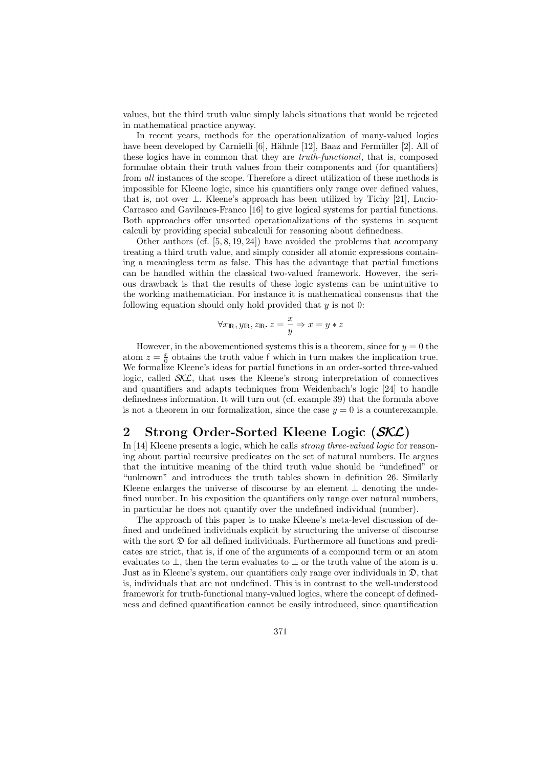values, but the third truth value simply labels situations that would be rejected in mathematical practice anyway.

In recent years, methods for the operationalization of many-valued logics have been developed by Carnielli [6], Hähnle [12], Baaz and Fermüller [2]. All of these logics have in common that they are *truth-functional*, that is, composed formulae obtain their truth values from their components and (for quantifiers) from *all* instances of the scope. Therefore a direct utilization of these methods is impossible for Kleene logic, since his quantifiers only range over defined values, that is, not over $\bot$. Kleene's approach has been utilized by Tichy [21], Lucio-Carrasco and Gavilanes-Franco [16] to give logical systems for partial functions. Both approaches offer unsorted operationalizations of the systems in sequent calculi by providing special subcalculi for reasoning about definedness.

Other authors (cf. [5, 8, 19, 24]) have avoided the problems that accompany treating a third truth value, and simply consider all atomic expressions containing a meaningless term as false. This has the advantage that partial functions can be handled within the classical two-valued framework. However, the serious drawback is that the results of these logic systems can be unintuitive to the working mathematician. For instance it is mathematical consensus that the following equation should only hold provided that $y$ is not 0:

$$\forall x_{\mathbb{R}}, y_{\mathbb{R}}, z_{\mathbb{R}}.\, z = \frac{x}{y} \Rightarrow x = y * z$$

However, in the abovementioned systems this is a theorem, since for $y = 0$ the atom $z = \frac{x}{0}$ obtains the truth value $\mathsf{f}$ which in turn makes the implication true. We formalize Kleene's ideas for partial functions in an order-sorted three-valued logic, called $\mathcal{SKL}$, that uses the Kleene's strong interpretation of connectives and quantifiers and adapts techniques from Weidenbach's logic [24] to handle definedness information. It will turn out (cf. example 39) that the formula above is not a theorem in our formalization, since the case $y = 0$ is a counterexample.

## 2 Strong Order-Sorted Kleene Logic ($\mathcal{SKL}$)

In [14] Kleene presents a logic, which he calls *strong three-valued logic* for reasoning about partial recursive predicates on the set of natural numbers. He argues that the intuitive meaning of the third truth value should be "undefined" or "unknown" and introduces the truth tables shown in definition 26. Similarly Kleene enlarges the universe of discourse by an element $\bot$ denoting the undefined number. In his exposition the quantifiers only range over natural numbers, in particular he does not quantify over the undefined individual (number).

The approach of this paper is to make Kleene's meta-level discussion of defined and undefined individuals explicit by structuring the universe of discourse with the sort $\mathfrak{D}$ for all defined individuals. Furthermore all functions and predicates are strict, that is, if one of the arguments of a compound term or an atom evaluates to $\bot$, then the term evaluates to $\bot$ or the truth value of the atom is $\mathsf{u}$. Just as in Kleene's system, our quantifiers only range over individuals in $\mathfrak{D}$, that is, individuals that are not undefined. This is in contrast to the well-understood framework for truth-functional many-valued logics, where the concept of definedness and defined quantification cannot be easily introduced, since quantification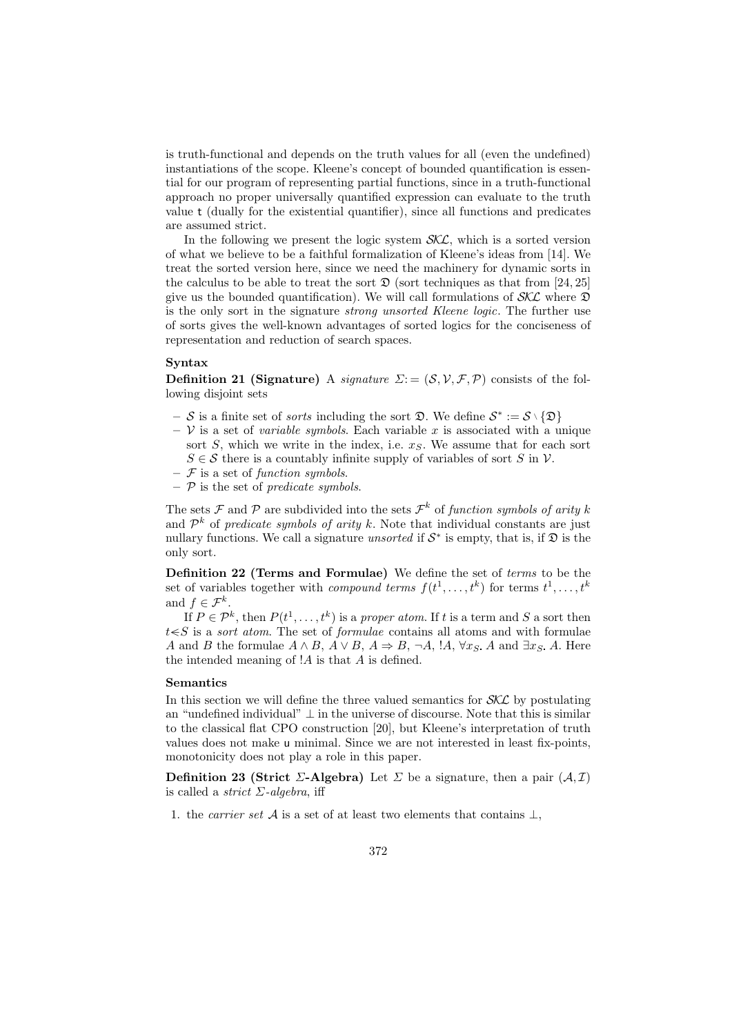is truth-functional and depends on the truth values for all (even the undefined) instantiations of the scope. Kleene's concept of bounded quantification is essential for our program of representing partial functions, since in a truth-functional approach no proper universally quantified expression can evaluate to the truth value t (dually for the existential quantifier), since all functions and predicates are assumed strict.

In the following we present the logic system $\mathcal{SKL}$, which is a sorted version of what we believe to be a faithful formalization of Kleene's ideas from [14]. We treat the sorted version here, since we need the machinery for dynamic sorts in the calculus to be able to treat the sort $\mathfrak{D}$ (sort techniques as that from [24, 25] give us the bounded quantification). We will call formulations of $\mathcal{SKL}$ where $\mathfrak{D}$ is the only sort in the signature *strong unsorted Kleene logic*. The further use of sorts gives the well-known advantages of sorted logics for the conciseness of representation and reduction of search spaces.

**Syntax**

**Definition 21 (Signature)** A *signature* $\Sigma := (\mathcal{S}, \mathcal{V}, \mathcal{F}, \mathcal{P})$ consists of the following disjoint sets

- $\mathcal{S}$ is a finite set of *sorts* including the sort $\mathfrak{D}$. We define $\mathcal{S}^* := \mathcal{S} \setminus \{\mathfrak{D}\}$
- $\mathcal{V}$ is a set of *variable symbols*. Each variable $x$ is associated with a unique sort $S$, which we write in the index, i.e. $x_S$. We assume that for each sort $S \in \mathcal{S}$ there is a countably infinite supply of variables of sort $S$ in $\mathcal{V}$.
- $\mathcal{F}$ is a set of *function symbols*.
- $\mathcal{P}$ is the set of *predicate symbols*.

The sets $\mathcal{F}$ and $\mathcal{P}$ are subdivided into the sets $\mathcal{F}^k$ of *function symbols of arity k* and $\mathcal{P}^k$ of *predicate symbols of arity k*. Note that individual constants are just nullary functions. We call a signature *unsorted* if $\mathcal{S}^*$ is empty, that is, if $\mathfrak{D}$ is the only sort.

**Definition 22 (Terms and Formulae)** We define the set of *terms* to be the set of variables together with *compound terms* $f(t^1, \ldots, t^k)$ for terms $t^1, \ldots, t^k$ and $f \in \mathcal{F}^k$.

If $P \in \mathcal{P}^k$, then $P(t^1, \ldots, t^k)$ is a *proper atom*. If $t$ is a term and $S$ a sort then $t \lessdot S$ is a *sort atom*. The set of *formulae* contains all atoms and with formulae $A$ and $B$ the formulae $A \wedge B$, $A \vee B$, $A \Rightarrow B$, $\neg A$, $!A$, $\forall x_S.\, A$ and $\exists x_S.\, A$. Here the intended meaning of $!A$ is that $A$ is defined.

**Semantics**

In this section we will define the three valued semantics for $\mathcal{SKL}$ by postulating an "undefined individual" $\bot$ in the universe of discourse. Note that this is similar to the classical flat CPO construction [20], but Kleene's interpretation of truth values does not make u minimal. Since we are not interested in least fix-points, monotonicity does not play a role in this paper.

**Definition 23 (Strict $\Sigma$-Algebra)** Let $\Sigma$ be a signature, then a pair $(\mathcal{A}, \mathcal{I})$ is called a *strict $\Sigma$-algebra*, iff

1. the *carrier set* $\mathcal{A}$ is a set of at least two elements that contains $\bot$,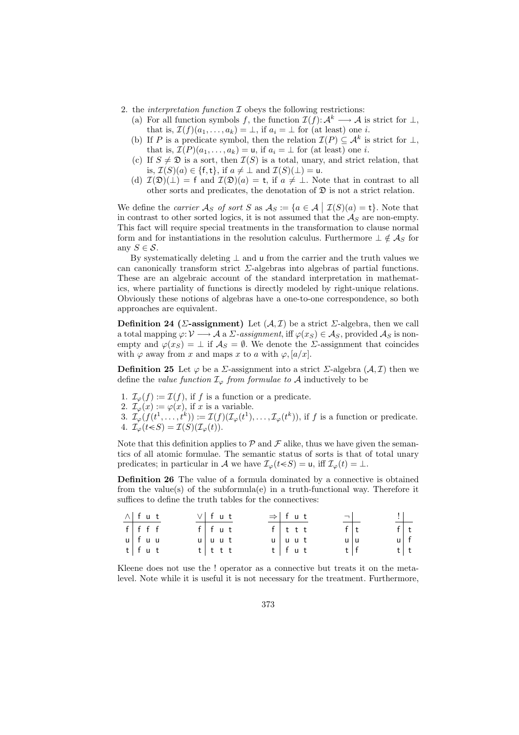2. the *interpretation function* $\mathcal{I}$ obeys the following restrictions:
   (a) For all function symbols $f$, the function $\mathcal{I}(f): \mathcal{A}^k \longrightarrow \mathcal{A}$ is strict for $\bot$, that is, $\mathcal{I}(f)(a_1, \ldots, a_k) = \bot$, if $a_i = \bot$ for (at least) one $i$.
   (b) If $P$ is a predicate symbol, then the relation $\mathcal{I}(P) \subseteq \mathcal{A}^k$ is strict for $\bot$, that is, $\mathcal{I}(P)(a_1, \ldots, a_k) = \mathsf{u}$, if $a_i = \bot$ for (at least) one $i$.
   (c) If $S \neq \mathfrak{D}$ is a sort, then $\mathcal{I}(S)$ is a total, unary, and strict relation, that is, $\mathcal{I}(S)(a) \in \{\mathsf{f}, \mathsf{t}\}$, if $a \neq \bot$ and $\mathcal{I}(S)(\bot) = \mathsf{u}$.
   (d) $\mathcal{I}(\mathfrak{D})(\bot) = \mathsf{f}$ and $\mathcal{I}(\mathfrak{D})(a) = \mathsf{t}$, if $a \neq \bot$. Note that in contrast to all other sorts and predicates, the denotation of $\mathfrak{D}$ is not a strict relation.

We define the *carrier* $\mathcal{A}_S$ *of sort* $S$ as $\mathcal{A}_S := \{a \in \mathcal{A} \mid \mathcal{I}(S)(a) = \mathsf{t}\}$. Note that in contrast to other sorted logics, it is not assumed that the $\mathcal{A}_S$ are non-empty. This fact will require special treatments in the transformation to clause normal form and for instantiations in the resolution calculus. Furthermore $\bot \notin \mathcal{A}_S$ for any $S \in \mathcal{S}$.

By systematically deleting $\bot$ and $\mathsf{u}$ from the carrier and the truth values we can canonically transform strict $\Sigma$-algebras into algebras of partial functions. These are an algebraic account of the standard interpretation in mathematics, where partiality of functions is directly modeled by right-unique relations. Obviously these notions of algebras have a one-to-one correspondence, so both approaches are equivalent.

**Definition 24 ($\Sigma$-assignment)** Let $(\mathcal{A}, \mathcal{I})$ be a strict $\Sigma$-algebra, then we call a total mapping $\varphi: \mathcal{V} \longrightarrow \mathcal{A}$ a $\Sigma$*-assignment*, iff $\varphi(x_S) \in \mathcal{A}_S$, provided $\mathcal{A}_S$ is non-empty and $\varphi(x_S) = \bot$ if $\mathcal{A}_S = \emptyset$. We denote the $\Sigma$-assignment that coincides with $\varphi$ away from $x$ and maps $x$ to $a$ with $\varphi, [a/x]$.

**Definition 25** Let $\varphi$ be a $\Sigma$-assignment into a strict $\Sigma$-algebra $(\mathcal{A}, \mathcal{I})$ then we define the *value function* $\mathcal{I}_\varphi$ *from formulae to* $\mathcal{A}$ inductively to be

1. $\mathcal{I}_\varphi(f) := \mathcal{I}(f)$, if $f$ is a function or a predicate.
2. $\mathcal{I}_\varphi(x) := \varphi(x)$, if $x$ is a variable.
3. $\mathcal{I}_\varphi(f(t^1, \ldots, t^k)) := \mathcal{I}(f)(\mathcal{I}_\varphi(t^1), \ldots, \mathcal{I}_\varphi(t^k))$, if $f$ is a function or predicate.
4. $\mathcal{I}_\varphi(t \lessdot S) = \mathcal{I}(S)(\mathcal{I}_\varphi(t))$.

Note that this definition applies to $\mathcal{P}$ and $\mathcal{F}$ alike, thus we have given the semantics of all atomic formulae. The semantic status of sorts is that of total unary predicates; in particular in $\mathcal{A}$ we have $\mathcal{I}_\varphi(t \lessdot S) = \mathsf{u}$, iff $\mathcal{I}_\varphi(t) = \bot$.

**Definition 26** The value of a formula dominated by a connective is obtained from the value(s) of the subformula(e) in a truth-functional way. Therefore it suffices to define the truth tables for the connectives:

| $\wedge$ | f | u | t |
|---|---|---|---|
| f | f | f | f |
| u | f | u | u |
| t | f | u | t |

| $\vee$ | f | u | t |
|---|---|---|---|
| f | f | u | t |
| u | u | u | t |
| t | t | t | t |

| $\Rightarrow$ | f | u | t |
|---|---|---|---|
| f | t | t | t |
| u | u | u | t |
| t | f | u | t |

| $\neg$ | |
|---|---|
| f | t |
| u | u |
| t | f |

| ! | |
|---|---|
| f | t |
| u | f |
| t | t |

Kleene does not use the ! operator as a connective but treats it on the meta-level. Note while it is useful it is not necessary for the treatment. Furthermore,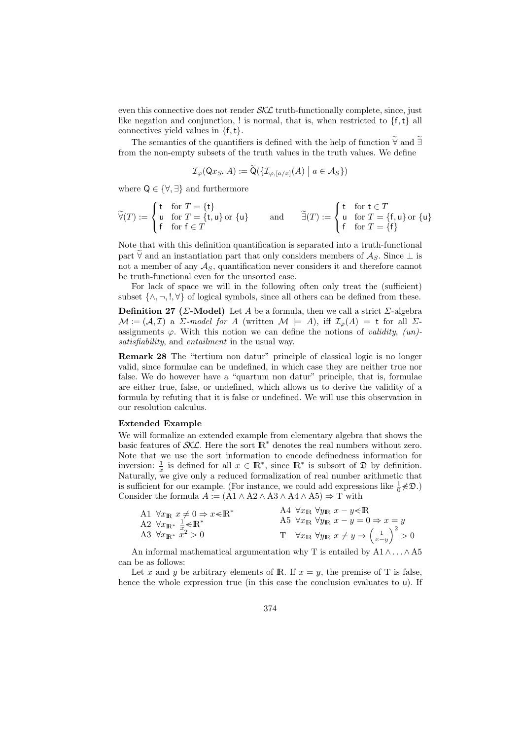even this connective does not render $\mathcal{SKL}$ truth-functionally complete, since, just like negation and conjunction, ! is normal, that is, when restricted to $\{\mathsf{f},\mathsf{t}\}$ all connectives yield values in $\{\mathsf{f},\mathsf{t}\}$.

The semantics of the quantifiers is defined with the help of function $\widetilde{\forall}$ and $\widetilde{\exists}$ from the non-empty subsets of the truth values in the truth values. We define

$$\mathcal{I}_\varphi(\mathsf{Q}x_S.\, A) := \widetilde{\mathsf{Q}}(\{\mathcal{I}_{\varphi,[a/x]}(A) \mid a \in \mathcal{A}_S\})$$

where $\mathsf{Q} \in \{\forall, \exists\}$ and furthermore

$$\widetilde{\forall}(T) := \begin{cases} \mathsf{t} & \text{for } T = \{\mathsf{t}\} \\ \mathsf{u} & \text{for } T = \{\mathsf{t},\mathsf{u}\} \text{ or } \{\mathsf{u}\} \\ \mathsf{f} & \text{for } \mathsf{f} \in T \end{cases} \qquad \text{and} \qquad \widetilde{\exists}(T) := \begin{cases} \mathsf{t} & \text{for } \mathsf{t} \in T \\ \mathsf{u} & \text{for } T = \{\mathsf{f},\mathsf{u}\} \text{ or } \{\mathsf{u}\} \\ \mathsf{f} & \text{for } T = \{\mathsf{f}\} \end{cases}$$

Note that with this definition quantification is separated into a truth-functional part $\widetilde{\forall}$ and an instantiation part that only considers members of $\mathcal{A}_S$. Since $\bot$ is not a member of any $\mathcal{A}_S$, quantification never considers it and therefore cannot be truth-functional even for the unsorted case.

For lack of space we will in the following often only treat the (sufficient) subset $\{\wedge, \neg, !, \forall\}$ of logical symbols, since all others can be defined from these.

**Definition 27 ($\Sigma$-Model)** Let $A$ be a formula, then we call a strict $\Sigma$-algebra $\mathcal{M} := (\mathcal{A}, \mathcal{I})$ a *$\Sigma$-model for $A$* (written $\mathcal{M} \models A$), iff $\mathcal{I}_\varphi(A) = \mathsf{t}$ for all $\Sigma$-assignments $\varphi$. With this notion we can define the notions of *validity*, *(un)-satisfiability*, and *entailment* in the usual way.

**Remark 28** The "tertium non datur" principle of classical logic is no longer valid, since formulae can be undefined, in which case they are neither true nor false. We do however have a "quartum non datur" principle, that is, formulae are either true, false, or undefined, which allows us to derive the validity of a formula by refuting that it is false or undefined. We will use this observation in our resolution calculus.

**Extended Example**

We will formalize an extended example from elementary algebra that shows the basic features of $\mathcal{SKL}$. Here the sort $\mathbb{R}^*$ denotes the real numbers without zero. Note that we use the sort information to encode definedness information for inversion: $\frac{1}{x}$ is defined for all $x \in \mathbb{R}^*$, since $\mathbb{R}^*$ is subsort of $\mathfrak{D}$ by definition. Naturally, we give only a reduced formalization of real number arithmetic that is sufficient for our example. (For instance, we could add expressions like $\frac{1}{0} \not\lessdot \mathfrak{D}$.) Consider the formula $A := (\mathrm{A1} \wedge \mathrm{A2} \wedge \mathrm{A3} \wedge \mathrm{A4} \wedge \mathrm{A5}) \Rightarrow \mathrm{T}$ with

A1 $\forall x_{\mathbb{R}}\; x \neq 0 \Rightarrow x \lessdot \mathbb{R}^*$

A2 $\forall x_{\mathbb{R}^*}\; \frac{1}{x} \lessdot \mathbb{R}^*$

A3 $\forall x_{\mathbb{R}^*}\; x^2 > 0$

A4 $\forall x_{\mathbb{R}}\; \forall y_{\mathbb{R}}\; x - y \lessdot \mathbb{R}$

A5 $\forall x_{\mathbb{R}}\; \forall y_{\mathbb{R}}\; x - y = 0 \Rightarrow x = y$

T $\;\forall x_{\mathbb{R}}\; \forall y_{\mathbb{R}}\; x \neq y \Rightarrow \left(\frac{1}{x-y}\right)^2 > 0$

An informal mathematical argumentation why T is entailed by $\mathrm{A1} \wedge \ldots \wedge \mathrm{A5}$ can be as follows:

Let $x$ and $y$ be arbitrary elements of $\mathbb{R}$. If $x = y$, the premise of T is false, hence the whole expression true (in this case the conclusion evaluates to $\mathsf{u}$). If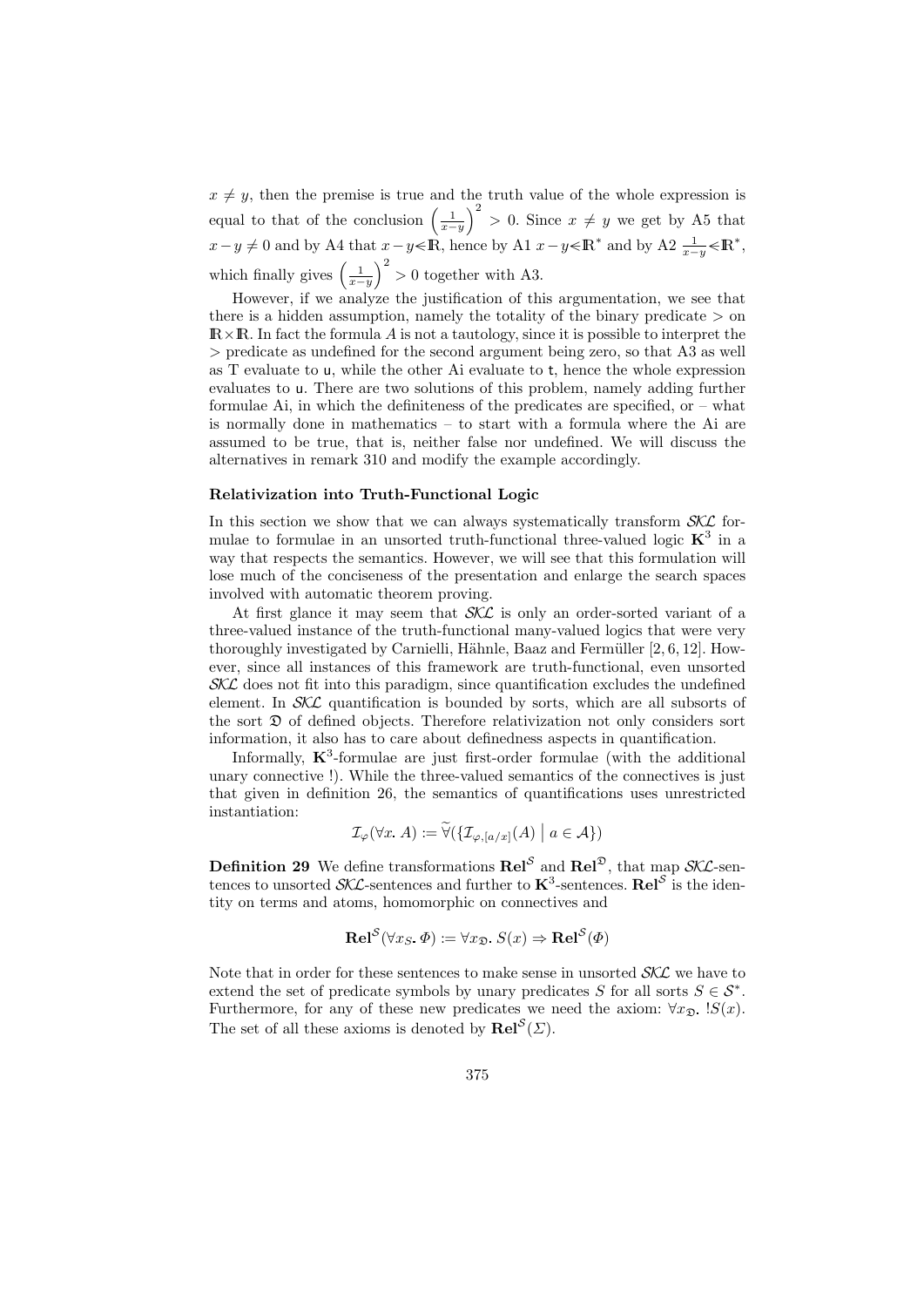$x \neq y$, then the premise is true and the truth value of the whole expression is equal to that of the conclusion $\left(\frac{1}{x-y}\right)^2 > 0$. Since $x \neq y$ we get by A5 that $x - y \neq 0$ and by A4 that $x - y \lessdot \mathbb{R}$, hence by A1 $x - y \lessdot \mathbb{R}^*$ and by A2 $\frac{1}{x-y} \lessdot \mathbb{R}^*$, which finally gives $\left(\frac{1}{x-y}\right)^2 > 0$ together with A3.

However, if we analyze the justification of this argumentation, we see that there is a hidden assumption, namely the totality of the binary predicate $>$ on $\mathbb{R} \times \mathbb{R}$. In fact the formula $A$ is not a tautology, since it is possible to interpret the $>$ predicate as undefined for the second argument being zero, so that A3 as well as T evaluate to $\mathsf{u}$, while the other Ai evaluate to $\mathsf{t}$, hence the whole expression evaluates to $\mathsf{u}$. There are two solutions of this problem, namely adding further formulae Ai, in which the definiteness of the predicates are specified, or – what is normally done in mathematics – to start with a formula where the Ai are assumed to be true, that is, neither false nor undefined. We will discuss the alternatives in remark 310 and modify the example accordingly.

### Relativization into Truth-Functional Logic

In this section we show that we can always systematically transform $\mathcal{SKL}$ formulae to formulae in an unsorted truth-functional three-valued logic $\mathbf{K}^3$ in a way that respects the semantics. However, we will see that this formulation will lose much of the conciseness of the presentation and enlarge the search spaces involved with automatic theorem proving.

At first glance it may seem that $\mathcal{SKL}$ is only an order-sorted variant of a three-valued instance of the truth-functional many-valued logics that were very thoroughly investigated by Carnielli, Hähnle, Baaz and Fermüller [2, 6, 12]. However, since all instances of this framework are truth-functional, even unsorted $\mathcal{SKL}$ does not fit into this paradigm, since quantification excludes the undefined element. In $\mathcal{SKL}$ quantification is bounded by sorts, which are all subsorts of the sort $\mathfrak{D}$ of defined objects. Therefore relativization not only considers sort information, it also has to care about definedness aspects in quantification.

Informally, $\mathbf{K}^3$-formulae are just first-order formulae (with the additional unary connective !). While the three-valued semantics of the connectives is just that given in definition 26, the semantics of quantifications uses unrestricted instantiation:

$$\mathcal{I}_\varphi(\forall x.\, A) := \widetilde{\forall}(\{\mathcal{I}_{\varphi,[a/x]}(A) \mid a \in \mathcal{A}\})$$

**Definition 29** We define transformations $\mathbf{Rel}^{\mathcal{S}}$ and $\mathbf{Rel}^{\mathfrak{D}}$, that map $\mathcal{SKL}$-sentences to unsorted $\mathcal{SKL}$-sentences and further to $\mathbf{K}^3$-sentences. $\mathbf{Rel}^{\mathcal{S}}$ is the identity on terms and atoms, homomorphic on connectives and

$$\mathbf{Rel}^{\mathcal{S}}(\forall x_S.\, \Phi) := \forall x_{\mathfrak{D}}.\, S(x) \Rightarrow \mathbf{Rel}^{\mathcal{S}}(\Phi)$$

Note that in order for these sentences to make sense in unsorted $\mathcal{SKL}$ we have to extend the set of predicate symbols by unary predicates $S$ for all sorts $S \in \mathcal{S}^*$. Furthermore, for any of these new predicates we need the axiom: $\forall x_{\mathfrak{D}}.\, !S(x)$. The set of all these axioms is denoted by $\mathbf{Rel}^{\mathcal{S}}(\Sigma)$.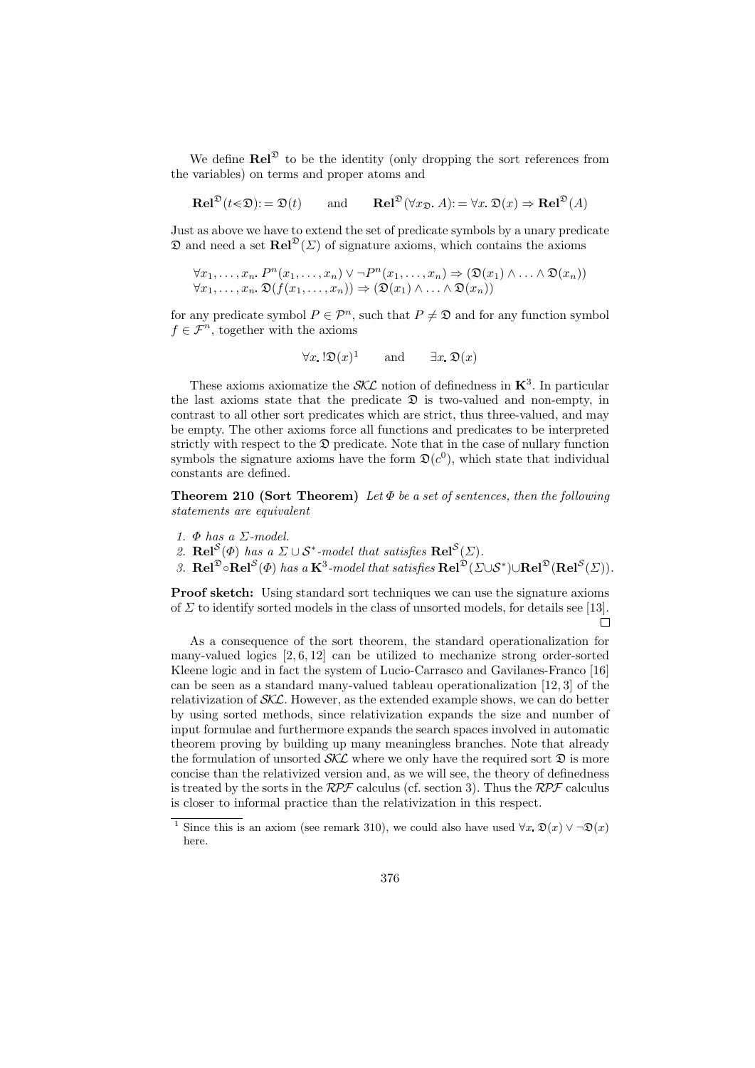We define $\mathbf{Rel}^{\mathfrak{D}}$ to be the identity (only dropping the sort references from the variables) on terms and proper atoms and

$$\mathbf{Rel}^{\mathfrak{D}}(t \lessdot \mathfrak{D}) := \mathfrak{D}(t) \qquad \text{and} \qquad \mathbf{Rel}^{\mathfrak{D}}(\forall x_{\mathfrak{D}}.\, A) := \forall x.\, \mathfrak{D}(x) \Rightarrow \mathbf{Rel}^{\mathfrak{D}}(A)$$

Just as above we have to extend the set of predicate symbols by a unary predicate $\mathfrak{D}$ and need a set $\mathbf{Rel}^{\mathfrak{D}}(\Sigma)$ of signature axioms, which contains the axioms

$$\begin{array}{l} \forall x_1, \ldots, x_n.\, P^n(x_1, \ldots, x_n) \vee \neg P^n(x_1, \ldots, x_n) \Rightarrow (\mathfrak{D}(x_1) \wedge \ldots \wedge \mathfrak{D}(x_n)) \\ \forall x_1, \ldots, x_n.\, \mathfrak{D}(f(x_1, \ldots, x_n)) \Rightarrow (\mathfrak{D}(x_1) \wedge \ldots \wedge \mathfrak{D}(x_n)) \end{array}$$

for any predicate symbol $P \in \mathcal{P}^n$, such that $P \neq \mathfrak{D}$ and for any function symbol $f \in \mathcal{F}^n$, together with the axioms

$$\forall x.\, !\mathfrak{D}(x)^1 \qquad \text{and} \qquad \exists x.\, \mathfrak{D}(x)$$

These axioms axiomatize the $\mathcal{SKL}$ notion of definedness in $\mathbf{K}^3$. In particular the last axioms state that the predicate $\mathfrak{D}$ is two-valued and non-empty, in contrast to all other sort predicates which are strict, thus three-valued, and may be empty. The other axioms force all functions and predicates to be interpreted strictly with respect to the $\mathfrak{D}$ predicate. Note that in the case of nullary function symbols the signature axioms have the form $\mathfrak{D}(c^0)$, which state that individual constants are defined.

**Theorem 210 (Sort Theorem)** *Let $\Phi$ be a set of sentences, then the following statements are equivalent*

1. *$\Phi$ has a $\Sigma$-model.*
2. *$\mathbf{Rel}^{\mathcal{S}}(\Phi)$ has a $\Sigma \cup \mathcal{S}^*$-model that satisfies $\mathbf{Rel}^{\mathcal{S}}(\Sigma)$.*
3. *$\mathbf{Rel}^{\mathfrak{D}} \circ \mathbf{Rel}^{\mathcal{S}}(\Phi)$ has a $\mathbf{K}^3$-model that satisfies $\mathbf{Rel}^{\mathfrak{D}}(\Sigma \cup \mathcal{S}^*) \cup \mathbf{Rel}^{\mathfrak{D}}(\mathbf{Rel}^{\mathcal{S}}(\Sigma))$.*

**Proof sketch:** Using standard sort techniques we can use the signature axioms of $\Sigma$ to identify sorted models in the class of unsorted models, for details see [13]. □

As a consequence of the sort theorem, the standard operationalization for many-valued logics [2, 6, 12] can be utilized to mechanize strong order-sorted Kleene logic and in fact the system of Lucio-Carrasco and Gavilanes-Franco [16] can be seen as a standard many-valued tableau operationalization [12, 3] of the relativization of $\mathcal{SKL}$. However, as the extended example shows, we can do better by using sorted methods, since relativization expands the size and number of input formulae and furthermore expands the search spaces involved in automatic theorem proving by building up many meaningless branches. Note that already the formulation of unsorted $\mathcal{SKL}$ where we only have the required sort $\mathfrak{D}$ is more concise than the relativized version and, as we will see, the theory of definedness is treated by the sorts in the $\mathcal{RPF}$ calculus (cf. section 3). Thus the $\mathcal{RPF}$ calculus is closer to informal practice than the relativization in this respect.

[1] Since this is an axiom (see remark 310), we could also have used $\forall x.\, \mathfrak{D}(x) \vee \neg\mathfrak{D}(x)$ here.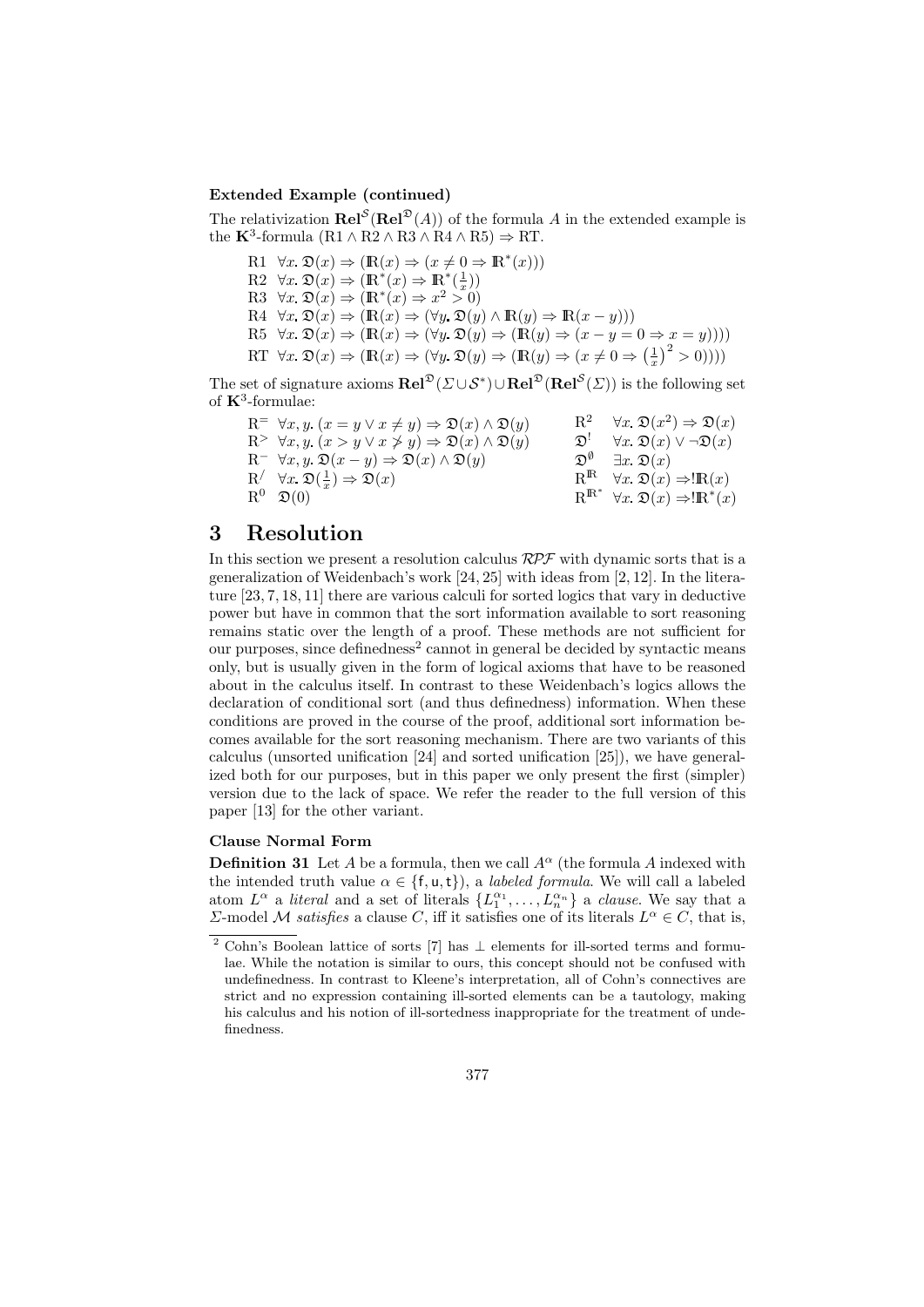**Extended Example (continued)**

The relativization $\mathbf{Rel}^{\mathcal{S}}(\mathbf{Rel}^{\mathfrak{D}}(A))$ of the formula $A$ in the extended example is the $\mathbf{K}^3$-formula $(\mathrm{R1} \wedge \mathrm{R2} \wedge \mathrm{R3} \wedge \mathrm{R4} \wedge \mathrm{R5}) \Rightarrow \mathrm{RT}$.

R1 $\forall x.\, \mathfrak{D}(x) \Rightarrow (\mathbb{R}(x) \Rightarrow (x \neq 0 \Rightarrow \mathbb{R}^*(x)))$

R2 $\forall x.\, \mathfrak{D}(x) \Rightarrow (\mathbb{R}^*(x) \Rightarrow \mathbb{R}^*(\frac{1}{x}))$

R3 $\forall x.\, \mathfrak{D}(x) \Rightarrow (\mathbb{R}^*(x) \Rightarrow x^2 > 0)$

R4 $\forall x.\, \mathfrak{D}(x) \Rightarrow (\mathbb{R}(x) \Rightarrow (\forall y.\, \mathfrak{D}(y) \wedge \mathbb{R}(y) \Rightarrow \mathbb{R}(x-y)))$

R5 $\forall x.\, \mathfrak{D}(x) \Rightarrow (\mathbb{R}(x) \Rightarrow (\forall y.\, \mathfrak{D}(y) \Rightarrow (\mathbb{R}(y) \Rightarrow (x - y = 0 \Rightarrow x = y))))$

RT $\forall x.\, \mathfrak{D}(x) \Rightarrow (\mathbb{R}(x) \Rightarrow (\forall y.\, \mathfrak{D}(y) \Rightarrow (\mathbb{R}(y) \Rightarrow (x \neq 0 \Rightarrow \left(\frac{1}{x}\right)^2 > 0))))$

The set of signature axioms $\mathbf{Rel}^{\mathfrak{D}}(\Sigma \cup \mathcal{S}^*) \cup \mathbf{Rel}^{\mathfrak{D}}(\mathbf{Rel}^{\mathcal{S}}(\Sigma))$ is the following set of $\mathbf{K}^3$-formulae:

$\mathrm{R}^{=}$ $\forall x, y.\, (x = y \vee x \neq y) \Rightarrow \mathfrak{D}(x) \wedge \mathfrak{D}(y)$

$\mathrm{R}^{>}$ $\forall x, y.\, (x > y \vee x \not> y) \Rightarrow \mathfrak{D}(x) \wedge \mathfrak{D}(y)$

$\mathrm{R}^{-}$ $\forall x, y.\, \mathfrak{D}(x - y) \Rightarrow \mathfrak{D}(x) \wedge \mathfrak{D}(y)$

$\mathrm{R}^{/}$ $\forall x.\, \mathfrak{D}(\frac{1}{x}) \Rightarrow \mathfrak{D}(x)$

$\mathrm{R}^{0}$ $\mathfrak{D}(0)$

$\mathrm{R}^{2}$ $\forall x.\, \mathfrak{D}(x^2) \Rightarrow \mathfrak{D}(x)$

$\mathfrak{D}^{!}$ $\forall x.\, \mathfrak{D}(x) \vee \neg\mathfrak{D}(x)$

$\mathfrak{D}^{\emptyset}$ $\exists x.\, \mathfrak{D}(x)$

$\mathrm{R}^{\mathbb{R}}$ $\forall x.\, \mathfrak{D}(x) \Rightarrow !\mathbb{R}(x)$

$\mathrm{R}^{\mathbb{R}^*}$ $\forall x.\, \mathfrak{D}(x) \Rightarrow !\mathbb{R}^*(x)$

# 3 Resolution

In this section we present a resolution calculus $\mathcal{RPF}$ with dynamic sorts that is a generalization of Weidenbach's work [24, 25] with ideas from [2, 12]. In the literature [23, 7, 18, 11] there are various calculi for sorted logics that vary in deductive power but have in common that the sort information available to sort reasoning remains static over the length of a proof. These methods are not sufficient for our purposes, since definedness[2] cannot in general be decided by syntactic means only, but is usually given in the form of logical axioms that have to be reasoned about in the calculus itself. In contrast to these Weidenbach's logics allows the declaration of conditional sort (and thus definedness) information. When these conditions are proved in the course of the proof, additional sort information becomes available for the sort reasoning mechanism. There are two variants of this calculus (unsorted unification [24] and sorted unification [25]), we have generalized both for our purposes, but in this paper we only present the first (simpler) version due to the lack of space. We refer the reader to the full version of this paper [13] for the other variant.

**Clause Normal Form**

**Definition 31** Let $A$ be a formula, then we call $A^\alpha$ (the formula $A$ indexed with the intended truth value $\alpha \in \{\mathsf{f}, \mathsf{u}, \mathsf{t}\}$), a *labeled formula*. We will call a labeled atom $L^\alpha$ a *literal* and a set of literals $\{L_1^{\alpha_1}, \ldots, L_n^{\alpha_n}\}$ a *clause*. We say that a $\Sigma$-model $\mathcal{M}$ *satisfies* a clause $C$, iff it satisfies one of its literals $L^\alpha \in C$, that is,

[2] Cohn's Boolean lattice of sorts [7] has $\perp$ elements for ill-sorted terms and formulae. While the notation is similar to ours, this concept should not be confused with undefinedness. In contrast to Kleene's interpretation, all of Cohn's connectives are strict and no expression containing ill-sorted elements can be a tautology, making his calculus and his notion of ill-sortedness inappropriate for the treatment of undefinedness.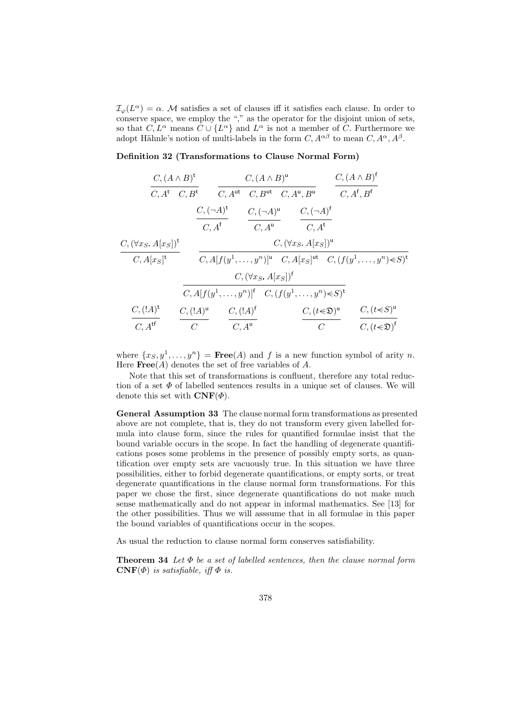$\mathcal{I}_\varphi(L^\alpha) = \alpha$. $\mathcal{M}$ satisfies a set of clauses iff it satisfies each clause. In order to conserve space, we employ the "," as the operator for the disjoint union of sets, so that $C, L^\alpha$ means $C \cup \{L^\alpha\}$ and $L^\alpha$ is not a member of $C$. Furthermore we adopt Hähnle's notion of multi-labels in the form $C, A^{\alpha\beta}$ to mean $C, A^\alpha, A^\beta$.

**Definition 32 (Transformations to Clause Normal Form)**

$$\frac{C, (A \wedge B)^{\mathsf{t}}}{C, A^{\mathsf{t}} \quad C, B^{\mathsf{t}}} \qquad \frac{C, (A \wedge B)^{\mathsf{u}}}{C, A^{\mathsf{ut}} \quad C, B^{\mathsf{ut}} \quad C, A^{\mathsf{u}}, B^{\mathsf{u}}} \qquad \frac{C, (A \wedge B)^{\mathsf{f}}}{C, A^{\mathsf{f}}, B^{\mathsf{f}}}$$

$$\frac{C, (\neg A)^{\mathsf{t}}}{C, A^{\mathsf{f}}} \qquad \frac{C, (\neg A)^{\mathsf{u}}}{C, A^{\mathsf{u}}} \qquad \frac{C, (\neg A)^{\mathsf{f}}}{C, A^{\mathsf{t}}}$$

$$\frac{C, (\forall x_S .\, A[x_S])^{\mathsf{t}}}{C, A[x_S]^{\mathsf{t}}} \qquad \frac{C, (\forall x_S .\, A[x_S])^{\mathsf{u}}}{C, A[f(y^1, \ldots, y^n)]^{\mathsf{u}} \quad C, A[x_S]^{\mathsf{ut}} \quad C, (f(y^1, \ldots, y^n) \lessdot S)^{\mathsf{t}}}$$

$$\frac{C, (\forall x_S .\, A[x_S])^{\mathsf{f}}}{C, A[f(y^1, \ldots, y^n)]^{\mathsf{f}} \quad C, (f(y^1, \ldots, y^n) \lessdot S)^{\mathsf{t}}}$$

$$\frac{C, (!A)^{\mathsf{t}}}{C, A^{\mathsf{tf}}} \qquad \frac{C, (!A)^{\mathsf{u}}}{C} \qquad \frac{C, (!A)^{\mathsf{f}}}{C, A^{\mathsf{u}}} \qquad \frac{C, (t \lessdot \mathfrak{D})^{\mathsf{u}}}{C} \qquad \frac{C, (t \lessdot S)^{\mathsf{u}}}{C, (t \lessdot \mathfrak{D})^{\mathsf{f}}}$$

where $\{x_S, y^1, \ldots, y^n\} = \mathbf{Free}(A)$ and $f$ is a new function symbol of arity $n$. Here $\mathbf{Free}(A)$ denotes the set of free variables of $A$.

Note that this set of transformations is confluent, therefore any total reduction of a set $\Phi$ of labelled sentences results in a unique set of clauses. We will denote this set with $\mathbf{CNF}(\Phi)$.

**General Assumption 33** The clause normal form transformations as presented above are not complete, that is, they do not transform every given labelled formula into clause form, since the rules for quantified formulae insist that the bound variable occurs in the scope. In fact the handling of degenerate quantifications poses some problems in the presence of possibly empty sorts, as quantification over empty sets are vacuously true. In this situation we have three possibilities, either to forbid degenerate quantifications, or empty sorts, or treat degenerate quantifications in the clause normal form transformations. For this paper we chose the first, since degenerate quantifications do not make much sense mathematically and do not appear in informal mathematics. See [13] for the other possibilities. Thus we will asssume that in all formulae in this paper the bound variables of quantifications occur in the scopes.

As usual the reduction to clause normal form conserves satisfiability.

**Theorem 34** *Let $\Phi$ be a set of labelled sentences, then the clause normal form $\mathbf{CNF}(\Phi)$ is satisfiable, iff $\Phi$ is.*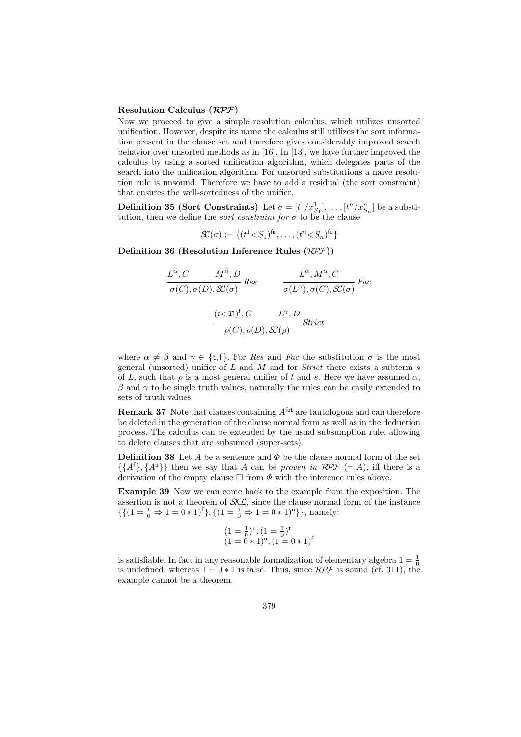**Resolution Calculus ($\mathcal{RPF}$)**

Now we proceed to give a simple resolution calculus, which utilizes unsorted unification. However, despite its name the calculus still utilizes the sort information present in the clause set and therefore gives considerably improved search behavior over unsorted methods as in [16]. In [13], we have further improved the calculus by using a sorted unification algorithm, which delegates parts of the search into the unification algorithm. For unsorted substitutions a naive resolution rule is unsound. Therefore we have to add a residual (the sort constraint) that ensures the well-sortedness of the unifier.

**Definition 35 (Sort Constraints)** Let $\sigma = [t^1/x^1_{S_1}], \ldots, [t^n/x^n_{S_n}]$ be a substitution, then we define the *sort constraint for* $\sigma$ to be the clause

$$\mathcal{SC}(\sigma) := \{(t^1 \lessdot S_1)^{\mathsf{fu}}, \ldots, (t^n \lessdot S_n)^{\mathsf{fu}}\}$$

**Definition 36 (Resolution Inference Rules ($\mathcal{RPF}$))**

$$\frac{L^\alpha, C \qquad M^\beta, D}{\sigma(C), \sigma(D), \mathcal{SC}(\sigma)}\, Res \qquad\qquad \frac{L^\alpha, M^\alpha, C}{\sigma(L^\alpha), \sigma(C), \mathcal{SC}(\sigma)}\, Fac$$

$$\frac{(t \lessdot \mathfrak{D})^{\mathsf{f}}, C \qquad L^\gamma, D}{\rho(C), \rho(D), \mathcal{SC}(\rho)}\, Strict$$

where $\alpha \neq \beta$ and $\gamma \in \{\mathsf{t}, \mathsf{f}\}$. For *Res* and *Fac* the substitution $\sigma$ is the most general (unsorted) unifier of $L$ and $M$ and for *Strict* there exists a subterm $s$ of $L$, such that $\rho$ is a most general unifier of $t$ and $s$. Here we have assumed $\alpha$, $\beta$ and $\gamma$ to be single truth values, naturally the rules can be easily extended to sets of truth values.

**Remark 37** Note that clauses containing $A^{\mathsf{fut}}$ are tautologous and can therefore be deleted in the generation of the clause normal form as well as in the deduction process. The calculus can be extended by the usual subsumption rule, allowing to delete clauses that are subsumed (super-sets).

**Definition 38** Let $A$ be a sentence and $\Phi$ be the clause normal form of the set $\{\{A^{\mathsf{f}}\}, \{A^{\mathsf{u}}\}\}$ then we say that $A$ can be *proven in* $\mathcal{RPF}$ ($\vdash A$), iff there is a derivation of the empty clause $\Box$ from $\Phi$ with the inference rules above.

**Example 39** Now we can come back to the example from the exposition. The assertion is not a theorem of $\mathcal{SKL}$, since the clause normal form of the instance $\{\{(1 = \frac{1}{0} \Rightarrow 1 = 0 * 1)^{\mathsf{f}}\}, \{(1 = \frac{1}{0} \Rightarrow 1 = 0 * 1)^{\mathsf{u}}\}\}$, namely:

$$(1 = \tfrac{1}{0})^{\mathsf{u}}, (1 = \tfrac{1}{0})^{\mathsf{t}}$$
$$(1 = 0 * 1)^{\mathsf{u}}, (1 = 0 * 1)^{\mathsf{f}}$$

is satisfiable. In fact in any reasonable formalization of elementary algebra $1 = \frac{1}{0}$ is undefined, whereas $1 = 0 * 1$ is false. Thus, since $\mathcal{RPF}$ is sound (cf. 311), the example cannot be a theorem.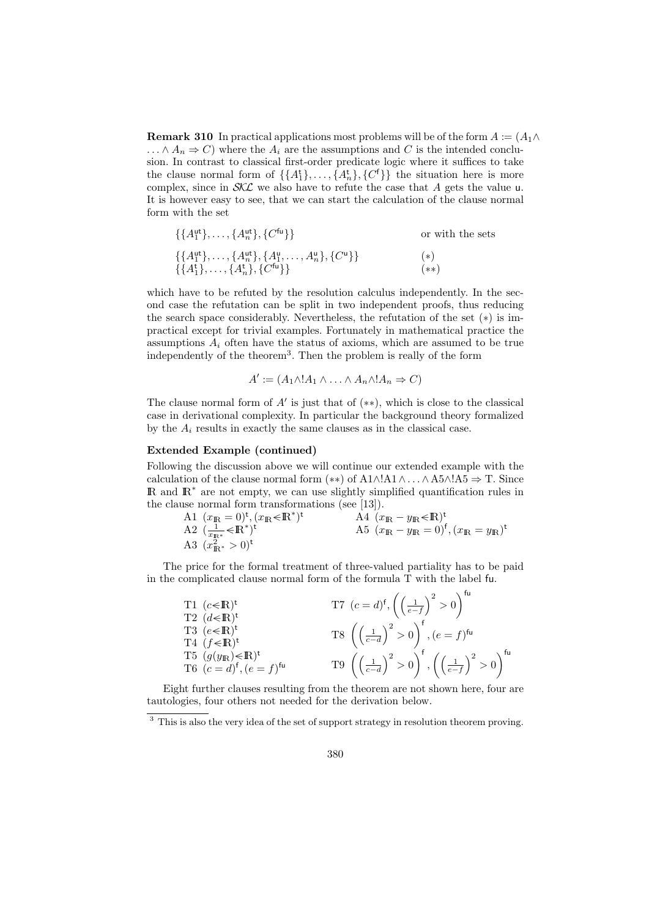**Remark 310** In practical applications most problems will be of the form $A := (A_1 \wedge \ldots \wedge A_n \Rightarrow C)$ where the $A_i$ are the assumptions and $C$ is the intended conclusion. In contrast to classical first-order predicate logic where it suffices to take the clause normal form of $\{\{A_1^{\mathsf{t}}\}, \ldots, \{A_n^{\mathsf{t}}\}, \{C^{\mathsf{f}}\}\}$ the situation here is more complex, since in $\mathcal{SKL}$ we also have to refute the case that $A$ gets the value $\mathsf{u}$. It is however easy to see, that we can start the calculation of the clause normal form with the set

$$\{\{A_1^{\mathsf{ut}}\}, \ldots, \{A_n^{\mathsf{ut}}\}, \{C^{\mathsf{fu}}\}\} \qquad \text{or with the sets}$$

$$\{\{A_1^{\mathsf{ut}}\}, \ldots, \{A_n^{\mathsf{ut}}\}, \{A_1^{\mathsf{u}}, \ldots, A_n^{\mathsf{u}}\}, \{C^{\mathsf{u}}\}\} \qquad (*)$$
$$\{\{A_1^{\mathsf{t}}\}, \ldots, \{A_n^{\mathsf{t}}\}, \{C^{\mathsf{fu}}\}\} \qquad (**)$$

which have to be refuted by the resolution calculus independently. In the second case the refutation can be split in two independent proofs, thus reducing the search space considerably. Nevertheless, the refutation of the set $(*)$ is impractical except for trivial examples. Fortunately in mathematical practice the assumptions $A_i$ often have the status of axioms, which are assumed to be true independently of the theorem[3]. Then the problem is really of the form

$$A' := (A_1 \wedge !A_1 \wedge \ldots \wedge A_n \wedge !A_n \Rightarrow C)$$

The clause normal form of $A'$ is just that of $(**)$, which is close to the classical case in derivational complexity. In particular the background theory formalized by the $A_i$ results in exactly the same clauses as in the classical case.

**Extended Example (continued)**

Following the discussion above we will continue our extended example with the calculation of the clause normal form $(**)$ of A1$\wedge$!A1$\wedge \ldots \wedge$A5$\wedge$!A5 $\Rightarrow$ T. Since $\mathbb{R}$ and $\mathbb{R}^*$ are not empty, we can use slightly simplified quantification rules in the clause normal form transformations (see [13]).

A1 $(x_{\mathbb{R}} = 0)^{\mathsf{t}}, (x_{\mathbb{R}} \lessdot \mathbb{R}^*)^{\mathsf{t}}$
A2 $(\frac{1}{x_{\mathbb{R}^*}} \lessdot \mathbb{R}^*)^{\mathsf{t}}$
A3 $(x_{\mathbb{R}^*}^2 > 0)^{\mathsf{t}}$
A4 $(x_{\mathbb{R}} - y_{\mathbb{R}} \lessdot \mathbb{R})^{\mathsf{t}}$
A5 $(x_{\mathbb{R}} - y_{\mathbb{R}} = 0)^{\mathsf{f}}, (x_{\mathbb{R}} = y_{\mathbb{R}})^{\mathsf{t}}$

The price for the formal treatment of three-valued partiality has to be paid in the complicated clause normal form of the formula T with the label fu.

T1 $(c \lessdot \mathbb{R})^{\mathsf{t}}$
T2 $(d \lessdot \mathbb{R})^{\mathsf{t}}$
T3 $(e \lessdot \mathbb{R})^{\mathsf{t}}$
T4 $(f \lessdot \mathbb{R})^{\mathsf{t}}$
T5 $(g(y_{\mathbb{R}}) \lessdot \mathbb{R})^{\mathsf{t}}$
T6 $(c = d)^{\mathsf{f}}, (e = f)^{\mathsf{fu}}$
T7 $(c = d)^{\mathsf{f}}, \left(\left(\frac{1}{e-f}\right)^2 > 0\right)^{\mathsf{fu}}$
T8 $\left(\left(\frac{1}{c-d}\right)^2 > 0\right)^{\mathsf{f}}, (e = f)^{\mathsf{fu}}$
T9 $\left(\left(\frac{1}{c-d}\right)^2 > 0\right)^{\mathsf{f}}, \left(\left(\frac{1}{e-f}\right)^2 > 0\right)^{\mathsf{fu}}$

Eight further clauses resulting from the theorem are not shown here, four are tautologies, four others not needed for the derivation below.

---

[3] This is also the very idea of the set of support strategy in resolution theorem proving.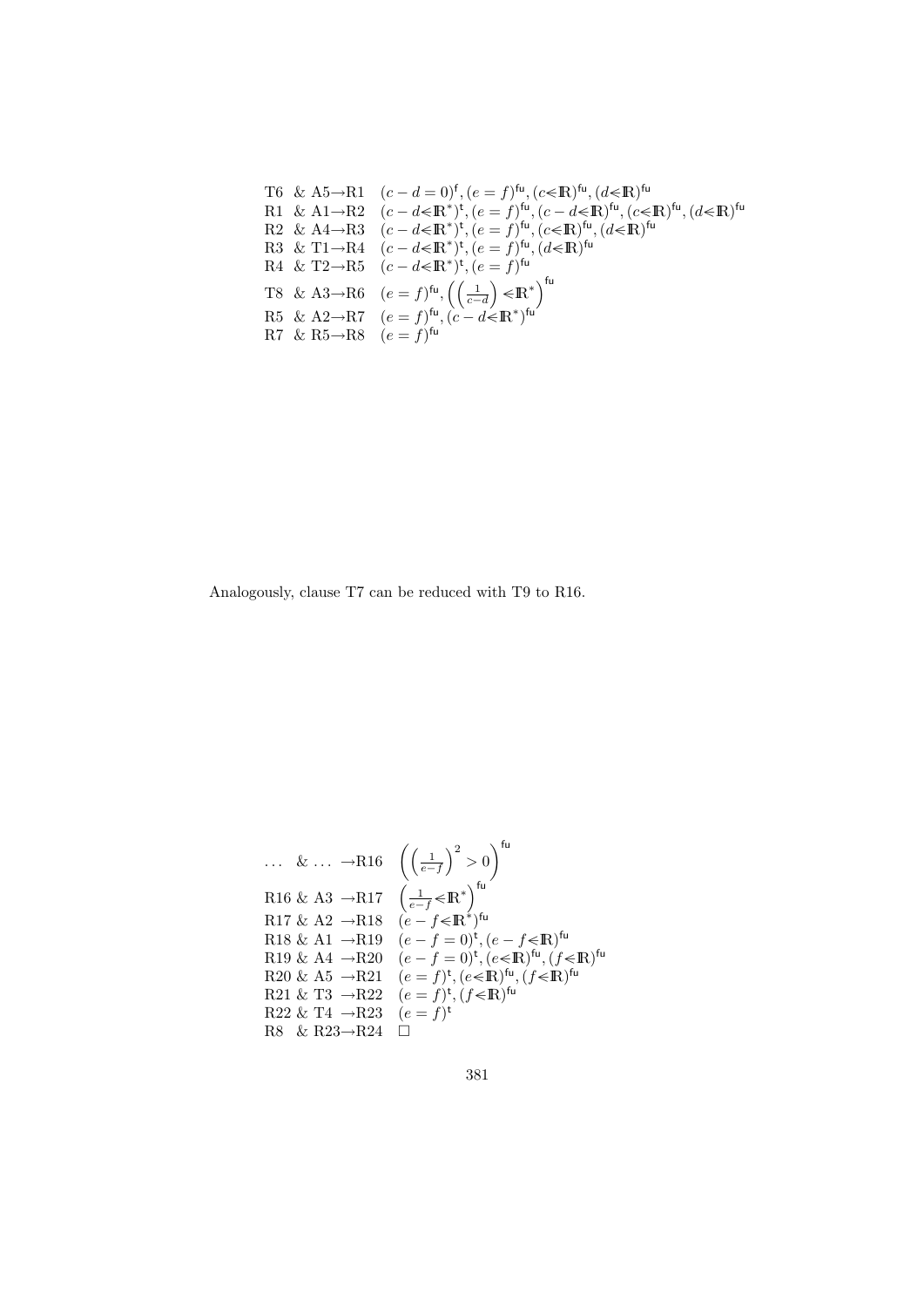| | |
|---|---|
| T6 & A5→R1 | $(c-d=0)^{\mathsf{f}}, (e=f)^{\mathsf{fu}}, (c\lessdot\mathbb{R})^{\mathsf{fu}}, (d\lessdot\mathbb{R})^{\mathsf{fu}}$ |
| R1 & A1→R2 | $(c-d\lessdot\mathbb{R}^*)^{\mathsf{t}}, (e=f)^{\mathsf{fu}}, (c-d\lessdot\mathbb{R})^{\mathsf{fu}}, (c\lessdot\mathbb{R})^{\mathsf{fu}}, (d\lessdot\mathbb{R})^{\mathsf{fu}}$ |
| R2 & A4→R3 | $(c-d\lessdot\mathbb{R}^*)^{\mathsf{t}}, (e=f)^{\mathsf{fu}}, (c\lessdot\mathbb{R})^{\mathsf{fu}}, (d\lessdot\mathbb{R})^{\mathsf{fu}}$ |
| R3 & T1→R4 | $(c-d\lessdot\mathbb{R}^*)^{\mathsf{t}}, (e=f)^{\mathsf{fu}}, (d\lessdot\mathbb{R})^{\mathsf{fu}}$ |
| R4 & T2→R5 | $(c-d\lessdot\mathbb{R}^*)^{\mathsf{t}}, (e=f)^{\mathsf{fu}}$ |
| T8 & A3→R6 | $(e=f)^{\mathsf{fu}}, \left(\left(\frac{1}{c-d}\right)\lessdot\mathbb{R}^*\right)^{\mathsf{fu}}$ |
| R5 & A2→R7 | $(e=f)^{\mathsf{fu}}, (c-d\lessdot\mathbb{R}^*)^{\mathsf{fu}}$ |
| R7 & R5→R8 | $(e=f)^{\mathsf{fu}}$ |

Analogously, clause T7 can be reduced with T9 to R16.

| | |
|---|---|
| … & … →R16 | $\left(\left(\frac{1}{e-f}\right)^2>0\right)^{\mathsf{fu}}$ |
| R16 & A3 →R17 | $\left(\frac{1}{e-f}\lessdot\mathbb{R}^*\right)^{\mathsf{fu}}$ |
| R17 & A2 →R18 | $(e-f\lessdot\mathbb{R}^*)^{\mathsf{fu}}$ |
| R18 & A1 →R19 | $(e-f=0)^{\mathsf{t}}, (e-f\lessdot\mathbb{R})^{\mathsf{fu}}$ |
| R19 & A4 →R20 | $(e-f=0)^{\mathsf{t}}, (e\lessdot\mathbb{R})^{\mathsf{fu}}, (f\lessdot\mathbb{R})^{\mathsf{fu}}$ |
| R20 & A5 →R21 | $(e=f)^{\mathsf{t}}, (e\lessdot\mathbb{R})^{\mathsf{fu}}, (f\lessdot\mathbb{R})^{\mathsf{fu}}$ |
| R21 & T3 →R22 | $(e=f)^{\mathsf{t}}, (f\lessdot\mathbb{R})^{\mathsf{fu}}$ |
| R22 & T4 →R23 | $(e=f)^{\mathsf{t}}$ |
| R8 & R23→R24 | $\square$ |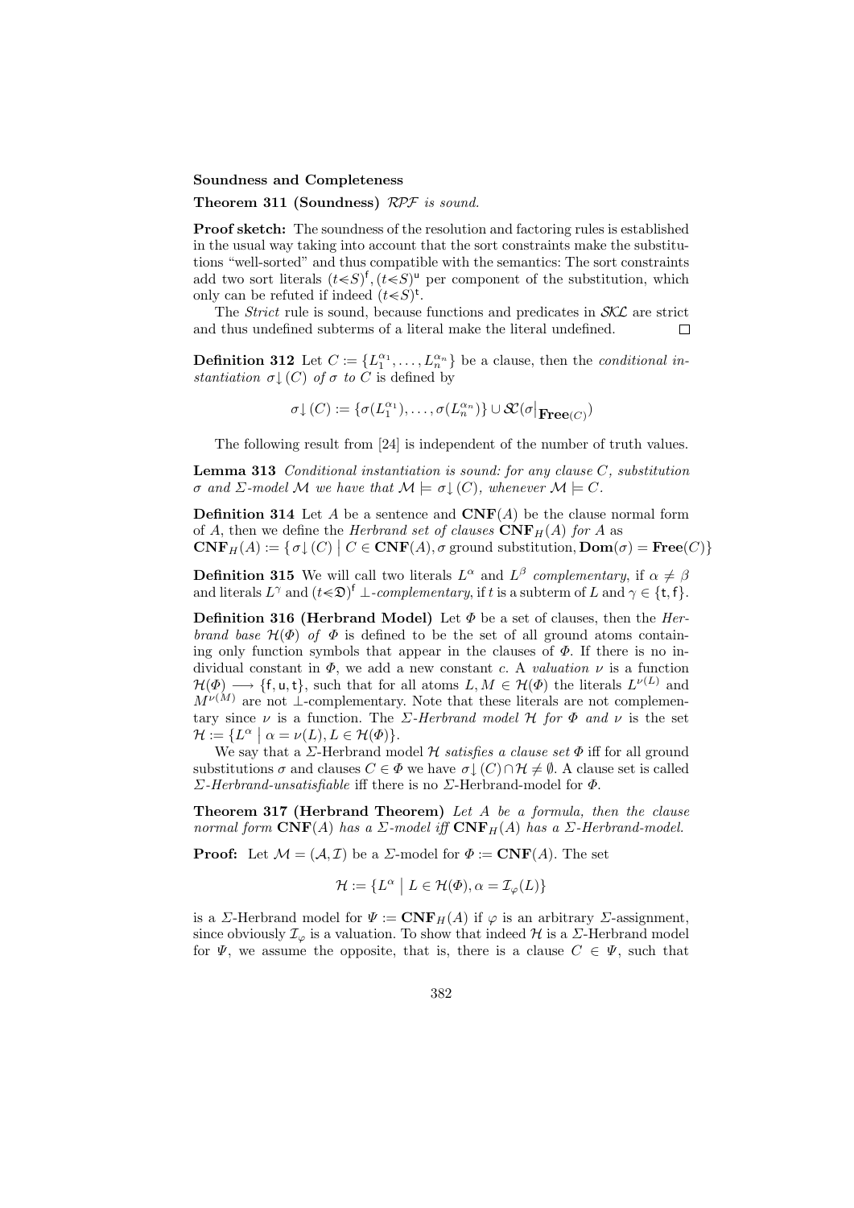**Soundness and Completeness**

**Theorem 311 (Soundness)** *$\mathcal{RPF}$ is sound.*

**Proof sketch:** The soundness of the resolution and factoring rules is established in the usual way taking into account that the sort constraints make the substitutions "well-sorted" and thus compatible with the semantics: The sort constraints add two sort literals $(t\lessdot S)^{\mathsf{f}}, (t\lessdot S)^{\mathsf{u}}$ per component of the substitution, which only can be refuted if indeed $(t\lessdot S)^{\mathsf{t}}$.

The *Strict* rule is sound, because functions and predicates in $\mathcal{SKL}$ are strict and thus undefined subterms of a literal make the literal undefined. $\square$

**Definition 312** Let $C := \{L_1^{\alpha_1}, \ldots, L_n^{\alpha_n}\}$ be a clause, then the *conditional instantiation $\sigma\!\downarrow(C)$ of $\sigma$ to $C$* is defined by

$$\sigma\!\downarrow(C) := \{\sigma(L_1^{\alpha_1}), \ldots, \sigma(L_n^{\alpha_n})\} \cup \mathcal{SC}(\sigma|_{\mathbf{Free}(C)})$$

The following result from [24] is independent of the number of truth values.

**Lemma 313** *Conditional instantiation is sound: for any clause $C$, substitution $\sigma$ and $\Sigma$-model $\mathcal{M}$ we have that $\mathcal{M} \models \sigma\!\downarrow(C)$, whenever $\mathcal{M} \models C$.*

**Definition 314** Let $A$ be a sentence and $\mathbf{CNF}(A)$ be the clause normal form of $A$, then we define the *Herbrand set of clauses $\mathbf{CNF}_H(A)$ for $A$* as
$\mathbf{CNF}_H(A) := \{\sigma\!\downarrow(C) \mid C \in \mathbf{CNF}(A), \sigma \text{ ground substitution}, \mathbf{Dom}(\sigma) = \mathbf{Free}(C)\}$

**Definition 315** We will call two literals $L^\alpha$ and $L^\beta$ *complementary*, if $\alpha \neq \beta$ and literals $L^\gamma$ and $(t\lessdot\mathfrak{D})^{\mathsf{f}}$ *$\perp$-complementary*, if $t$ is a subterm of $L$ and $\gamma \in \{\mathsf{t}, \mathsf{f}\}$.

**Definition 316 (Herbrand Model)** Let $\Phi$ be a set of clauses, then the *Herbrand base $\mathcal{H}(\Phi)$ of $\Phi$* is defined to be the set of all ground atoms containing only function symbols that appear in the clauses of $\Phi$. If there is no individual constant in $\Phi$, we add a new constant $c$. A *valuation* $\nu$ is a function $\mathcal{H}(\Phi) \longrightarrow \{\mathsf{f}, \mathsf{u}, \mathsf{t}\}$, such that for all atoms $L, M \in \mathcal{H}(\Phi)$ the literals $L^{\nu(L)}$ and $M^{\nu(M)}$ are not $\perp$-complementary. Note that these literals are not complementary since $\nu$ is a function. The *$\Sigma$-Herbrand model $\mathcal{H}$ for $\Phi$ and $\nu$* is the set $\mathcal{H} := \{L^\alpha \mid \alpha = \nu(L), L \in \mathcal{H}(\Phi)\}$.

We say that a $\Sigma$-Herbrand model $\mathcal{H}$ *satisfies a clause set $\Phi$* iff for all ground substitutions $\sigma$ and clauses $C \in \Phi$ we have $\sigma\!\downarrow(C) \cap \mathcal{H} \neq \emptyset$. A clause set is called *$\Sigma$-Herbrand-unsatisfiable* iff there is no $\Sigma$-Herbrand-model for $\Phi$.

**Theorem 317 (Herbrand Theorem)** *Let $A$ be a formula, then the clause normal form $\mathbf{CNF}(A)$ has a $\Sigma$-model iff $\mathbf{CNF}_H(A)$ has a $\Sigma$-Herbrand-model.*

**Proof:** Let $\mathcal{M} = (\mathcal{A}, \mathcal{I})$ be a $\Sigma$-model for $\Phi := \mathbf{CNF}(A)$. The set

$$\mathcal{H} := \{L^\alpha \mid L \in \mathcal{H}(\Phi), \alpha = \mathcal{I}_\varphi(L)\}$$

is a $\Sigma$-Herbrand model for $\Psi := \mathbf{CNF}_H(A)$ if $\varphi$ is an arbitrary $\Sigma$-assignment, since obviously $\mathcal{I}_\varphi$ is a valuation. To show that indeed $\mathcal{H}$ is a $\Sigma$-Herbrand model for $\Psi$, we assume the opposite, that is, there is a clause $C \in \Psi$, such that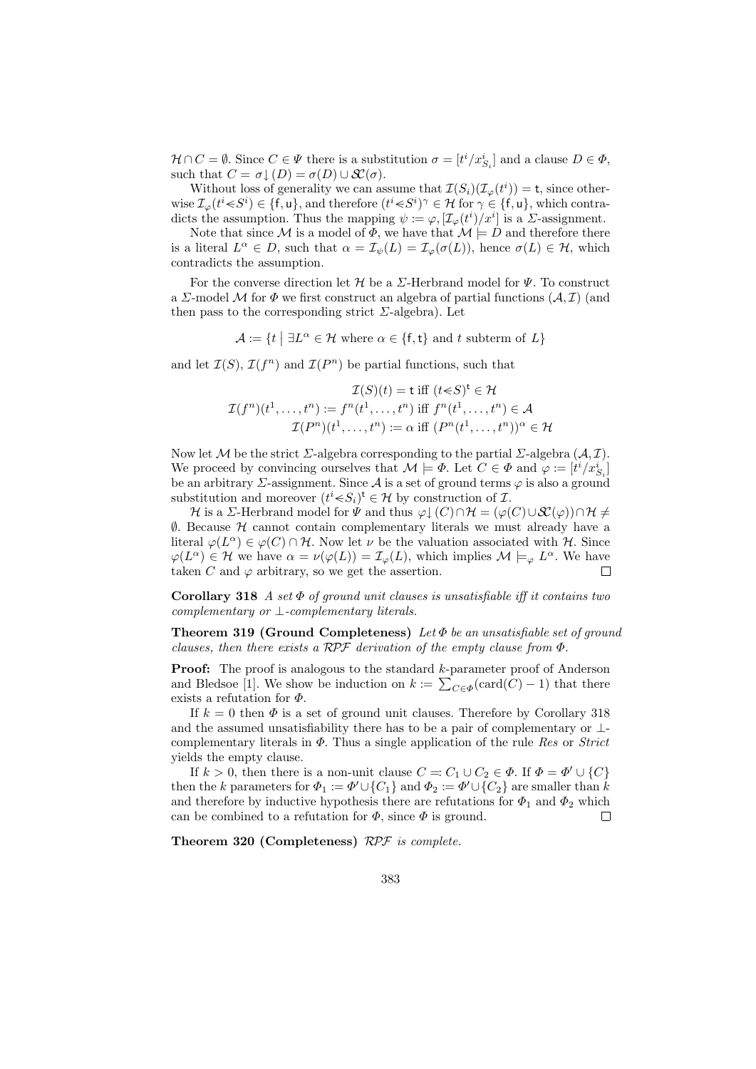$\mathcal{H} \cap C = \emptyset$. Since $C \in \Psi$ there is a substitution $\sigma = [t^i/x^i_{S_i}]$ and a clause $D \in \Phi$, such that $C = \sigma\!\downarrow(D) = \sigma(D) \cup \mathcal{SC}(\sigma)$.

Without loss of generality we can assume that $\mathcal{I}(S_i)(\mathcal{I}_\varphi(t^i)) = \mathsf{t}$, since otherwise $\mathcal{I}_\varphi(t^i \lessdot S^i) \in \{\mathsf{f}, \mathsf{u}\}$, and therefore $(t^i \lessdot S^i)^\gamma \in \mathcal{H}$ for $\gamma \in \{\mathsf{f}, \mathsf{u}\}$, which contradicts the assumption. Thus the mapping $\psi := \varphi, [\mathcal{I}_\varphi(t^i)/x^i]$ is a $\Sigma$-assignment.

Note that since $\mathcal{M}$ is a model of $\Phi$, we have that $\mathcal{M} \models D$ and therefore there is a literal $L^\alpha \in D$, such that $\alpha = \mathcal{I}_\psi(L) = \mathcal{I}_\varphi(\sigma(L))$, hence $\sigma(L) \in \mathcal{H}$, which contradicts the assumption.

For the converse direction let $\mathcal{H}$ be a $\Sigma$-Herbrand model for $\Psi$. To construct a $\Sigma$-model $\mathcal{M}$ for $\Phi$ we first construct an algebra of partial functions $(\mathcal{A}, \mathcal{I})$ (and then pass to the corresponding strict $\Sigma$-algebra). Let

$$\mathcal{A} := \{t \mid \exists L^\alpha \in \mathcal{H} \text{ where } \alpha \in \{\mathsf{f}, \mathsf{t}\} \text{ and } t \text{ subterm of } L\}$$

and let $\mathcal{I}(S)$, $\mathcal{I}(f^n)$ and $\mathcal{I}(P^n)$ be partial functions, such that

$$\mathcal{I}(S)(t) = \mathsf{t} \text{ iff } (t \lessdot S)^\mathsf{t} \in \mathcal{H}$$
$$\mathcal{I}(f^n)(t^1, \ldots, t^n) := f^n(t^1, \ldots, t^n) \text{ iff } f^n(t^1, \ldots, t^n) \in \mathcal{A}$$
$$\mathcal{I}(P^n)(t^1, \ldots, t^n) := \alpha \text{ iff } (P^n(t^1, \ldots, t^n))^\alpha \in \mathcal{H}$$

Now let $\mathcal{M}$ be the strict $\Sigma$-algebra corresponding to the partial $\Sigma$-algebra $(\mathcal{A}, \mathcal{I})$. We proceed by convincing ourselves that $\mathcal{M} \models \Phi$. Let $C \in \Phi$ and $\varphi := [t^i/x^i_{S_i}]$ be an arbitrary $\Sigma$-assignment. Since $\mathcal{A}$ is a set of ground terms $\varphi$ is also a ground substitution and moreover $(t^i \lessdot S_i)^\mathsf{t} \in \mathcal{H}$ by construction of $\mathcal{I}$.

$\mathcal{H}$ is a $\Sigma$-Herbrand model for $\Psi$ and thus $\varphi\!\downarrow(C) \cap \mathcal{H} = (\varphi(C) \cup \mathcal{SC}(\varphi)) \cap \mathcal{H} \neq \emptyset$. Because $\mathcal{H}$ cannot contain complementary literals we must already have a literal $\varphi(L^\alpha) \in \varphi(C) \cap \mathcal{H}$. Now let $\nu$ be the valuation associated with $\mathcal{H}$. Since $\varphi(L^\alpha) \in \mathcal{H}$ we have $\alpha = \nu(\varphi(L)) = \mathcal{I}_\varphi(L)$, which implies $\mathcal{M} \models_\varphi L^\alpha$. We have taken $C$ and $\varphi$ arbitrary, so we get the assertion. □

**Corollary 318** *A set $\Phi$ of ground unit clauses is unsatisfiable iff it contains two complementary or $\bot$-complementary literals.*

**Theorem 319 (Ground Completeness)** *Let $\Phi$ be an unsatisfiable set of ground clauses, then there exists a $\mathcal{RPF}$ derivation of the empty clause from $\Phi$.*

**Proof:** The proof is analogous to the standard $k$-parameter proof of Anderson and Bledsoe [1]. We show be induction on $k := \sum_{C \in \Phi}(\mathrm{card}(C) - 1)$ that there exists a refutation for $\Phi$.

If $k = 0$ then $\Phi$ is a set of ground unit clauses. Therefore by Corollary 318 and the assumed unsatisfiability there has to be a pair of complementary or $\bot$-complementary literals in $\Phi$. Thus a single application of the rule *Res* or *Strict* yields the empty clause.

If $k > 0$, then there is a non-unit clause $C =: C_1 \cup C_2 \in \Phi$. If $\Phi = \Phi' \cup \{C\}$ then the $k$ parameters for $\Phi_1 := \Phi' \cup \{C_1\}$ and $\Phi_2 := \Phi' \cup \{C_2\}$ are smaller than $k$ and therefore by inductive hypothesis there are refutations for $\Phi_1$ and $\Phi_2$ which can be combined to a refutation for $\Phi$, since $\Phi$ is ground. □

**Theorem 320 (Completeness)** *$\mathcal{RPF}$ is complete.*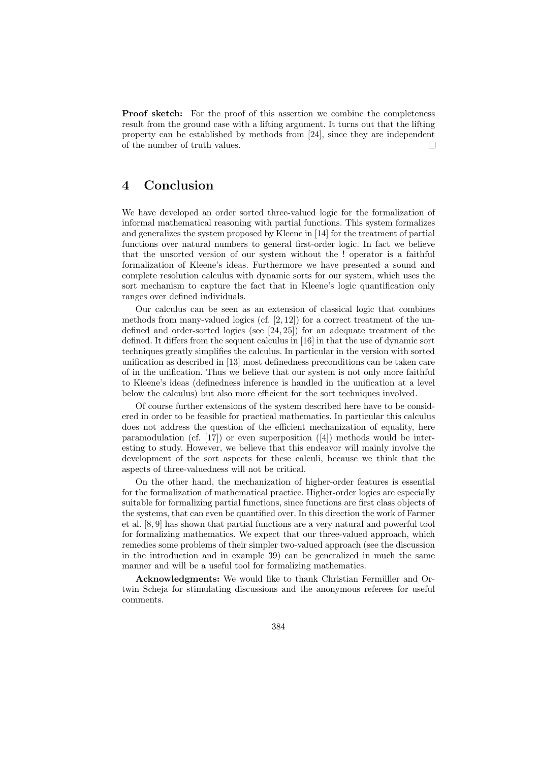**Proof sketch:** For the proof of this assertion we combine the completeness result from the ground case with a lifting argument. It turns out that the lifting property can be established by methods from [24], since they are independent of the number of truth values. □

# 4 Conclusion

We have developed an order sorted three-valued logic for the formalization of informal mathematical reasoning with partial functions. This system formalizes and generalizes the system proposed by Kleene in [14] for the treatment of partial functions over natural numbers to general first-order logic. In fact we believe that the unsorted version of our system without the ! operator is a faithful formalization of Kleene's ideas. Furthermore we have presented a sound and complete resolution calculus with dynamic sorts for our system, which uses the sort mechanism to capture the fact that in Kleene's logic quantification only ranges over defined individuals.

Our calculus can be seen as an extension of classical logic that combines methods from many-valued logics (cf. [2, 12]) for a correct treatment of the undefined and order-sorted logics (see [24, 25]) for an adequate treatment of the defined. It differs from the sequent calculus in [16] in that the use of dynamic sort techniques greatly simplifies the calculus. In particular in the version with sorted unification as described in [13] most definedness preconditions can be taken care of in the unification. Thus we believe that our system is not only more faithful to Kleene's ideas (definedness inference is handled in the unification at a level below the calculus) but also more efficient for the sort techniques involved.

Of course further extensions of the system described here have to be considered in order to be feasible for practical mathematics. In particular this calculus does not address the question of the efficient mechanization of equality, here paramodulation (cf. [17]) or even superposition ([4]) methods would be interesting to study. However, we believe that this endeavor will mainly involve the development of the sort aspects for these calculi, because we think that the aspects of three-valuedness will not be critical.

On the other hand, the mechanization of higher-order features is essential for the formalization of mathematical practice. Higher-order logics are especially suitable for formalizing partial functions, since functions are first class objects of the systems, that can even be quantified over. In this direction the work of Farmer et al. [8, 9] has shown that partial functions are a very natural and powerful tool for formalizing mathematics. We expect that our three-valued approach, which remedies some problems of their simpler two-valued approach (see the discussion in the introduction and in example 39) can be generalized in much the same manner and will be a useful tool for formalizing mathematics.

**Acknowledgments:** We would like to thank Christian Fermüller and Ortwin Scheja for stimulating discussions and the anonymous referees for useful comments.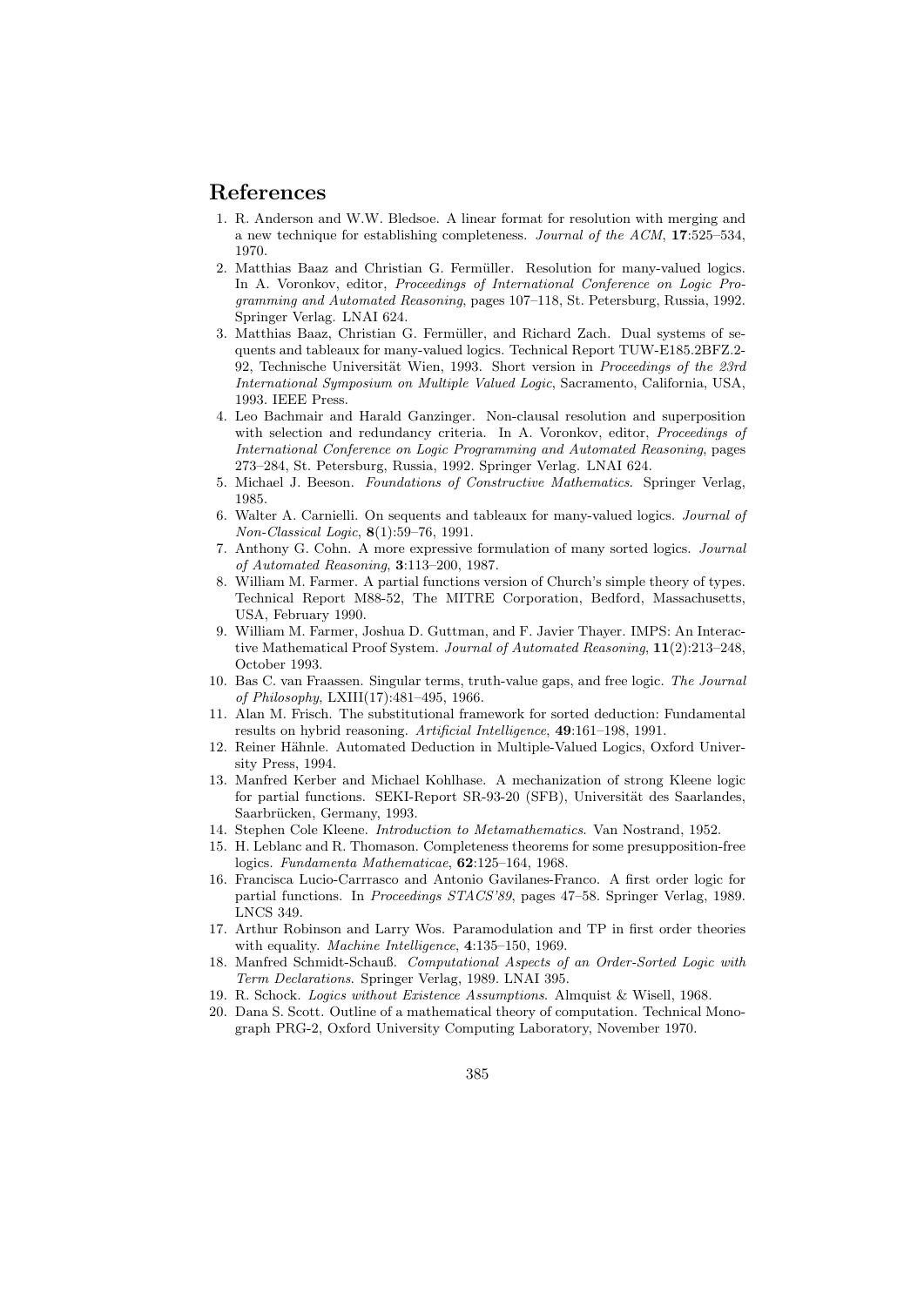## References

1. R. Anderson and W.W. Bledsoe. A linear format for resolution with merging and a new technique for establishing completeness. *Journal of the ACM*, **17**:525–534, 1970.
2. Matthias Baaz and Christian G. Fermüller. Resolution for many-valued logics. In A. Voronkov, editor, *Proceedings of International Conference on Logic Programming and Automated Reasoning*, pages 107–118, St. Petersburg, Russia, 1992. Springer Verlag. LNAI 624.
3. Matthias Baaz, Christian G. Fermüller, and Richard Zach. Dual systems of sequents and tableaux for many-valued logics. Technical Report TUW-E185.2BFZ.2-92, Technische Universität Wien, 1993. Short version in *Proceedings of the 23rd International Symposium on Multiple Valued Logic*, Sacramento, California, USA, 1993. IEEE Press.
4. Leo Bachmair and Harald Ganzinger. Non-clausal resolution and superposition with selection and redundancy criteria. In A. Voronkov, editor, *Proceedings of International Conference on Logic Programming and Automated Reasoning*, pages 273–284, St. Petersburg, Russia, 1992. Springer Verlag. LNAI 624.
5. Michael J. Beeson. *Foundations of Constructive Mathematics*. Springer Verlag, 1985.
6. Walter A. Carnielli. On sequents and tableaux for many-valued logics. *Journal of Non-Classical Logic*, **8**(1):59–76, 1991.
7. Anthony G. Cohn. A more expressive formulation of many sorted logics. *Journal of Automated Reasoning*, **3**:113–200, 1987.
8. William M. Farmer. A partial functions version of Church's simple theory of types. Technical Report M88-52, The MITRE Corporation, Bedford, Massachusetts, USA, February 1990.
9. William M. Farmer, Joshua D. Guttman, and F. Javier Thayer. IMPS: An Interactive Mathematical Proof System. *Journal of Automated Reasoning*, **11**(2):213–248, October 1993.
10. Bas C. van Fraassen. Singular terms, truth-value gaps, and free logic. *The Journal of Philosophy*, LXIII(17):481–495, 1966.
11. Alan M. Frisch. The substitutional framework for sorted deduction: Fundamental results on hybrid reasoning. *Artificial Intelligence*, **49**:161–198, 1991.
12. Reiner Hähnle. Automated Deduction in Multiple-Valued Logics, Oxford University Press, 1994.
13. Manfred Kerber and Michael Kohlhase. A mechanization of strong Kleene logic for partial functions. SEKI-Report SR-93-20 (SFB), Universität des Saarlandes, Saarbrücken, Germany, 1993.
14. Stephen Cole Kleene. *Introduction to Metamathematics*. Van Nostrand, 1952.
15. H. Leblanc and R. Thomason. Completeness theorems for some presupposition-free logics. *Fundamenta Mathematicae*, **62**:125–164, 1968.
16. Francisca Lucio-Carrrasco and Antonio Gavilanes-Franco. A first order logic for partial functions. In *Proceedings STACS'89*, pages 47–58. Springer Verlag, 1989. LNCS 349.
17. Arthur Robinson and Larry Wos. Paramodulation and TP in first order theories with equality. *Machine Intelligence*, **4**:135–150, 1969.
18. Manfred Schmidt-Schauß. *Computational Aspects of an Order-Sorted Logic with Term Declarations*. Springer Verlag, 1989. LNAI 395.
19. R. Schock. *Logics without Existence Assumptions*. Almquist & Wisell, 1968.
20. Dana S. Scott. Outline of a mathematical theory of computation. Technical Monograph PRG-2, Oxford University Computing Laboratory, November 1970.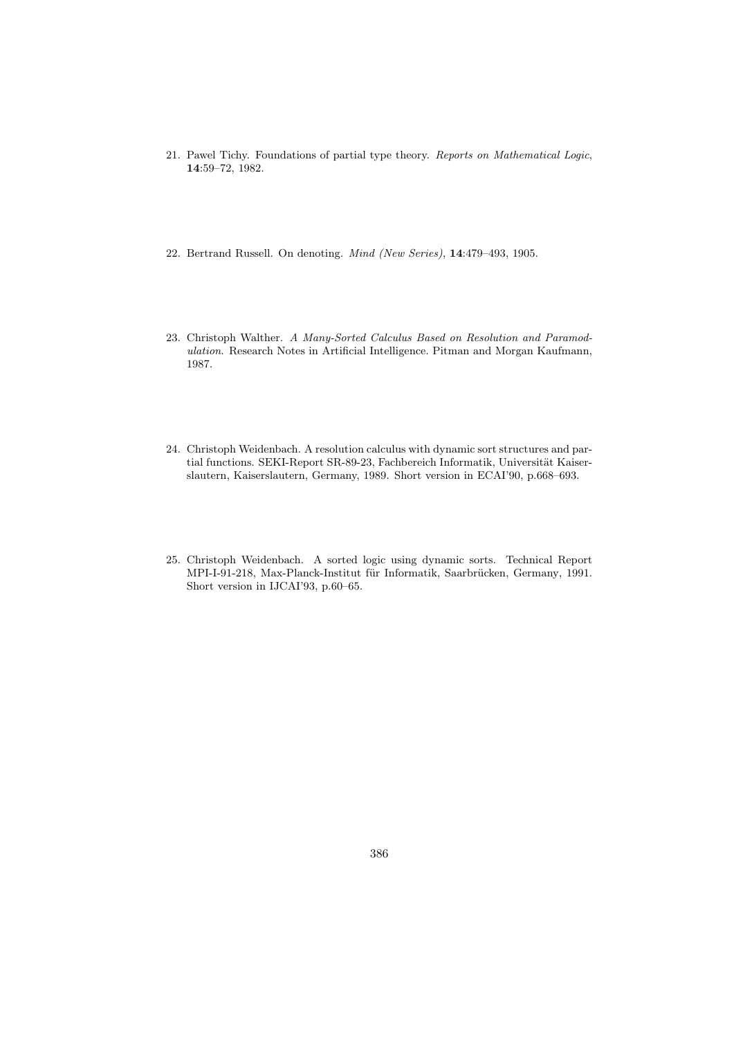21. Pawel Tichy. Foundations of partial type theory. *Reports on Mathematical Logic*, **14**:59–72, 1982.

22. Bertrand Russell. On denoting. *Mind (New Series)*, **14**:479–493, 1905.

23. Christoph Walther. *A Many-Sorted Calculus Based on Resolution and Paramodulation.* Research Notes in Artificial Intelligence. Pitman and Morgan Kaufmann, 1987.

24. Christoph Weidenbach. A resolution calculus with dynamic sort structures and partial functions. SEKI-Report SR-89-23, Fachbereich Informatik, Universität Kaiserslautern, Kaiserslautern, Germany, 1989. Short version in ECAI'90, p.668–693.

25. Christoph Weidenbach. A sorted logic using dynamic sorts. Technical Report MPI-I-91-218, Max-Planck-Institut für Informatik, Saarbrücken, Germany, 1991. Short version in IJCAI'93, p.60–65.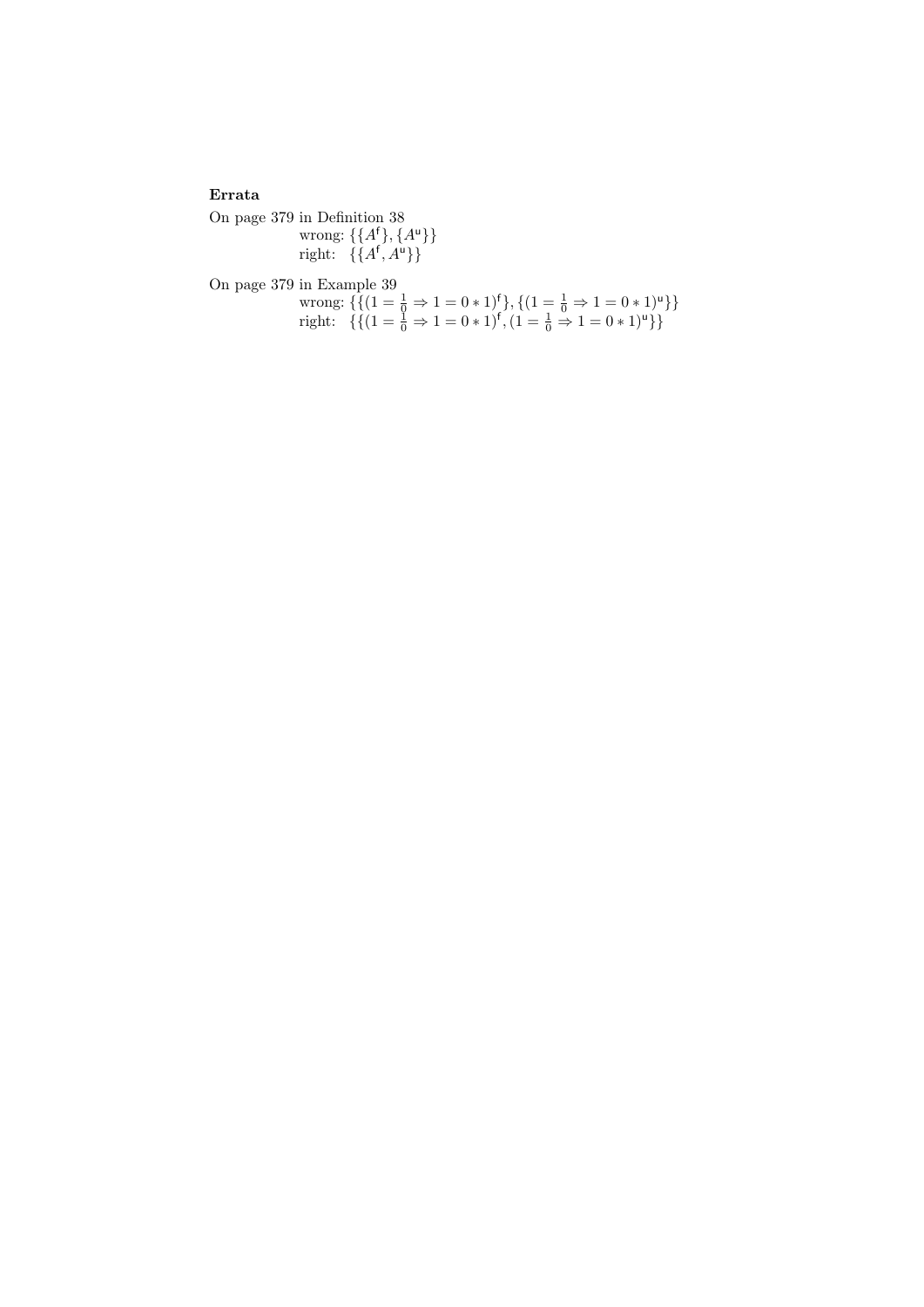**Errata**

On page 379 in Definition 38

wrong: $\{\{A^{\mathsf{f}}\}, \{A^{\mathsf{u}}\}\}$

right: $\{\{A^{\mathsf{f}}, A^{\mathsf{u}}\}\}$

On page 379 in Example 39

wrong: $\{\{(1 = \frac{1}{0} \Rightarrow 1 = 0 * 1)^{\mathsf{f}}\}, \{(1 = \frac{1}{0} \Rightarrow 1 = 0 * 1)^{\mathsf{u}}\}\}$

right: $\{\{(1 = \frac{1}{0} \Rightarrow 1 = 0 * 1)^{\mathsf{f}}, (1 = \frac{1}{0} \Rightarrow 1 = 0 * 1)^{\mathsf{u}}\}\}$